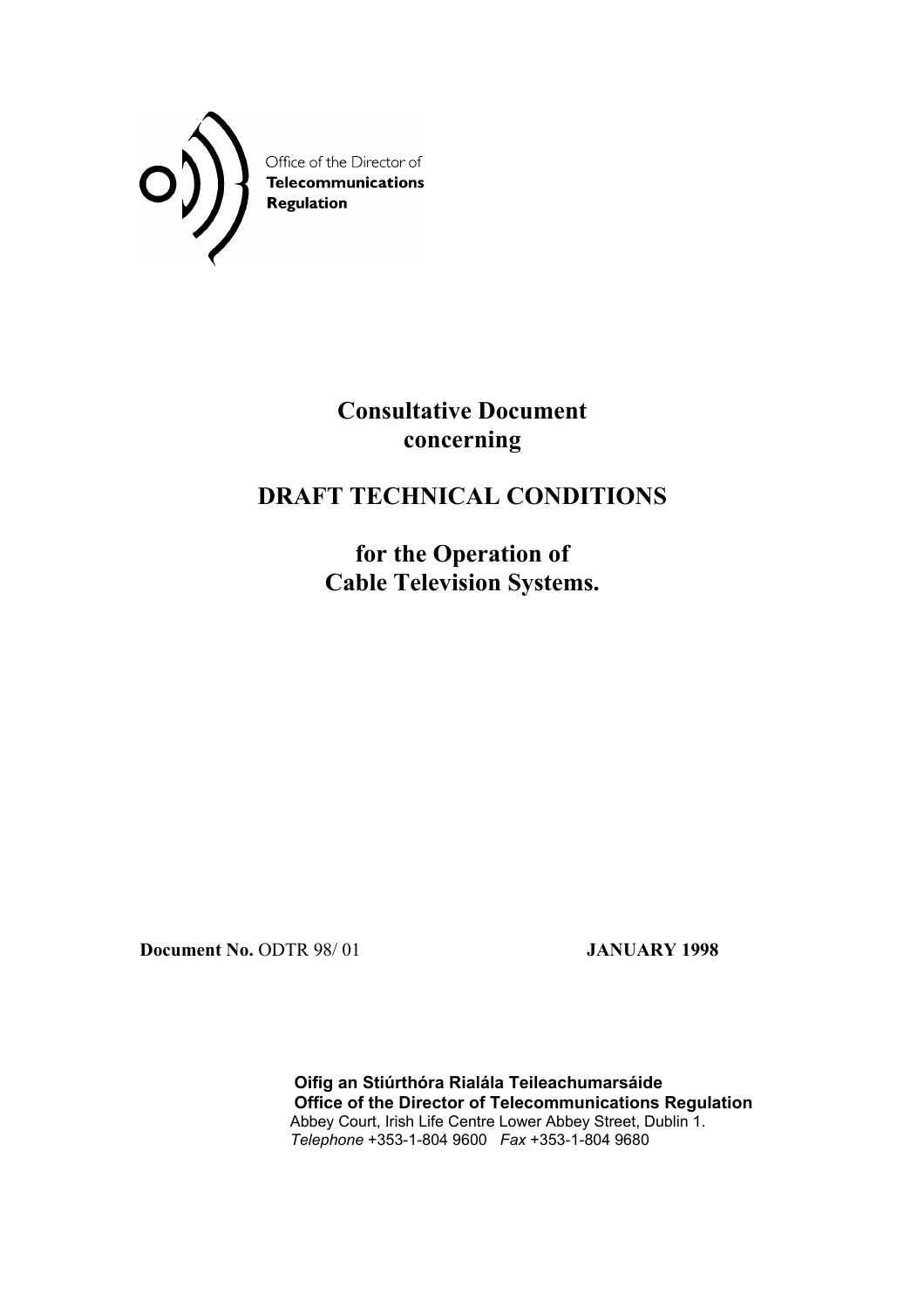Office of the Director of
**Telecommunications**
**Regulation**

# Consultative Document concerning

# DRAFT TECHNICAL CONDITIONS

# for the Operation of Cable Television Systems.

**Document No.** ODTR 98/ 01 **JANUARY 1998**

**Oifig an Stiúrthóra Rialála Teileachumarsáide**
**Office of the Director of Telecommunications Regulation**
Abbey Court, Irish Life Centre Lower Abbey Street, Dublin 1.
*Telephone* +353-1-804 9600 *Fax* +353-1-804 9680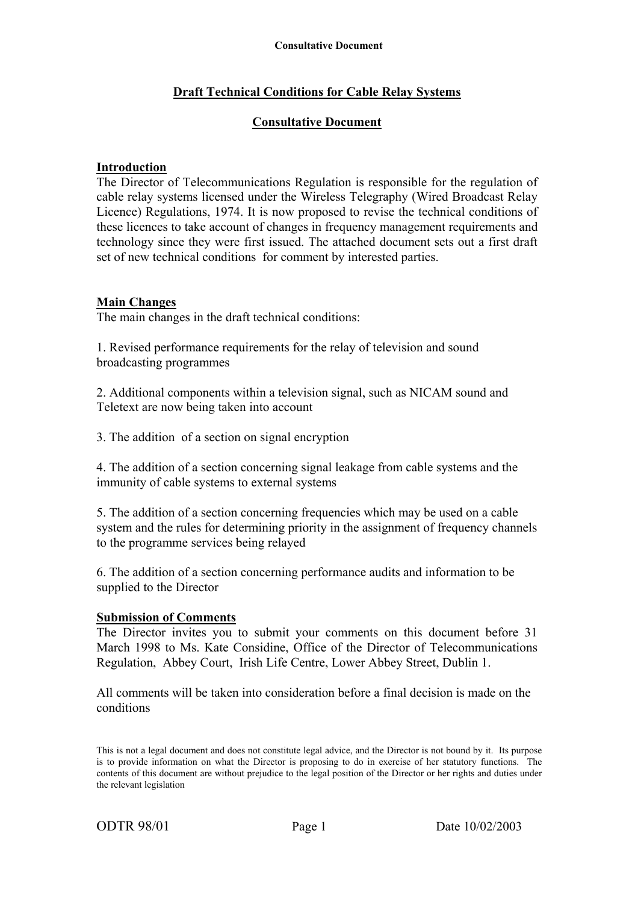## Draft Technical Conditions for Cable Relay Systems

## Consultative Document

### Introduction

The Director of Telecommunications Regulation is responsible for the regulation of cable relay systems licensed under the Wireless Telegraphy (Wired Broadcast Relay Licence) Regulations, 1974. It is now proposed to revise the technical conditions of these licences to take account of changes in frequency management requirements and technology since they were first issued. The attached document sets out a first draft set of new technical conditions for comment by interested parties.

### Main Changes

The main changes in the draft technical conditions:

1. Revised performance requirements for the relay of television and sound broadcasting programmes

2. Additional components within a television signal, such as NICAM sound and Teletext are now being taken into account

3. The addition of a section on signal encryption

4. The addition of a section concerning signal leakage from cable systems and the immunity of cable systems to external systems

5. The addition of a section concerning frequencies which may be used on a cable system and the rules for determining priority in the assignment of frequency channels to the programme services being relayed

6. The addition of a section concerning performance audits and information to be supplied to the Director

### Submission of Comments

The Director invites you to submit your comments on this document before 31 March 1998 to Ms. Kate Considine, Office of the Director of Telecommunications Regulation, Abbey Court, Irish Life Centre, Lower Abbey Street, Dublin 1.

All comments will be taken into consideration before a final decision is made on the conditions

This is not a legal document and does not constitute legal advice, and the Director is not bound by it. Its purpose is to provide information on what the Director is proposing to do in exercise of her statutory functions. The contents of this document are without prejudice to the legal position of the Director or her rights and duties under the relevant legislation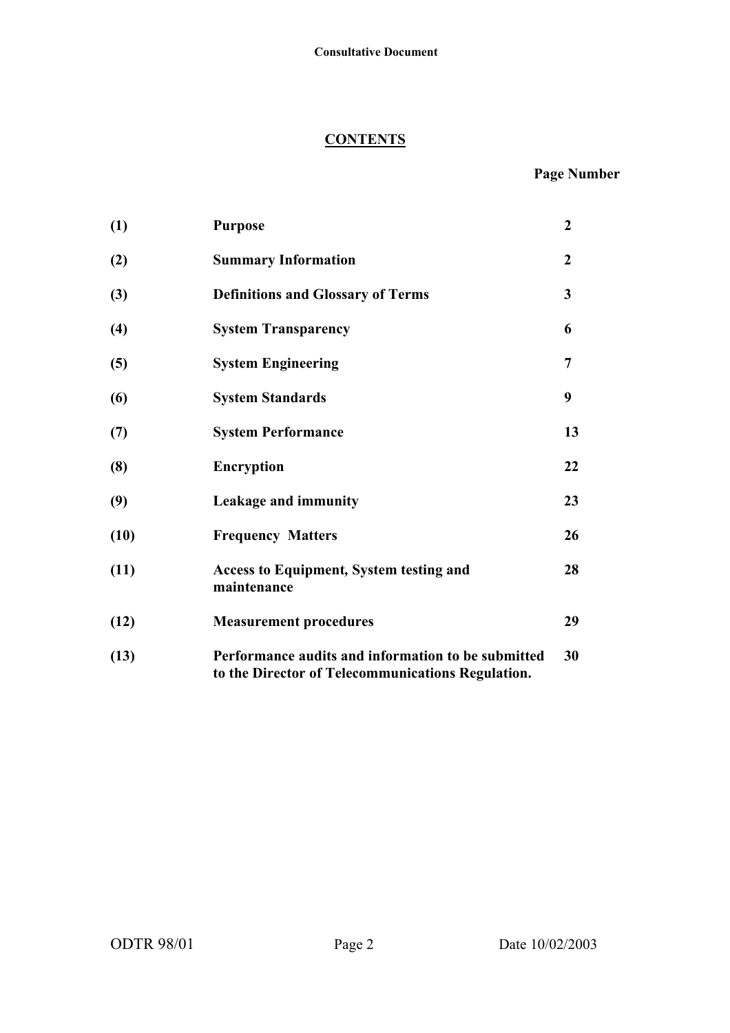## CONTENTS

| | | Page Number |
|---|---|---|
| (1) | Purpose | 2 |
| (2) | Summary Information | 2 |
| (3) | Definitions and Glossary of Terms | 3 |
| (4) | System Transparency | 6 |
| (5) | System Engineering | 7 |
| (6) | System Standards | 9 |
| (7) | System Performance | 13 |
| (8) | Encryption | 22 |
| (9) | Leakage and immunity | 23 |
| (10) | Frequency Matters | 26 |
| (11) | Access to Equipment, System testing and maintenance | 28 |
| (12) | Measurement procedures | 29 |
| (13) | Performance audits and information to be submitted to the Director of Telecommunications Regulation. | 30 |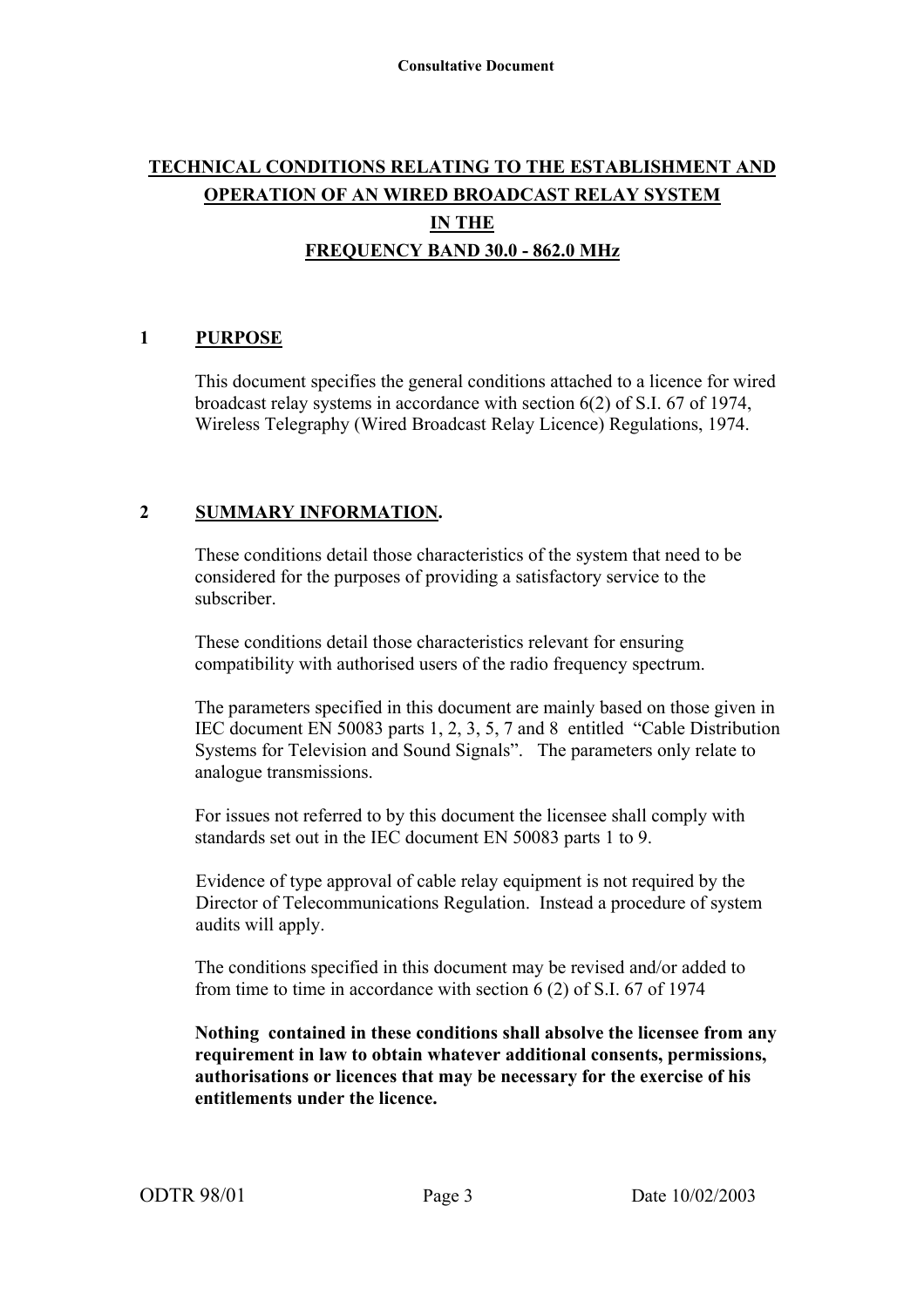# TECHNICAL CONDITIONS RELATING TO THE ESTABLISHMENT AND OPERATION OF AN WIRED BROADCAST RELAY SYSTEM IN THE FREQUENCY BAND 30.0 - 862.0 MHz

## 1 PURPOSE

This document specifies the general conditions attached to a licence for wired broadcast relay systems in accordance with section 6(2) of S.I. 67 of 1974, Wireless Telegraphy (Wired Broadcast Relay Licence) Regulations, 1974.

## 2 SUMMARY INFORMATION.

These conditions detail those characteristics of the system that need to be considered for the purposes of providing a satisfactory service to the subscriber.

These conditions detail those characteristics relevant for ensuring compatibility with authorised users of the radio frequency spectrum.

The parameters specified in this document are mainly based on those given in IEC document EN 50083 parts 1, 2, 3, 5, 7 and 8 entitled "Cable Distribution Systems for Television and Sound Signals". The parameters only relate to analogue transmissions.

For issues not referred to by this document the licensee shall comply with standards set out in the IEC document EN 50083 parts 1 to 9.

Evidence of type approval of cable relay equipment is not required by the Director of Telecommunications Regulation. Instead a procedure of system audits will apply.

The conditions specified in this document may be revised and/or added to from time to time in accordance with section 6 (2) of S.I. 67 of 1974

**Nothing contained in these conditions shall absolve the licensee from any requirement in law to obtain whatever additional consents, permissions, authorisations or licences that may be necessary for the exercise of his entitlements under the licence.**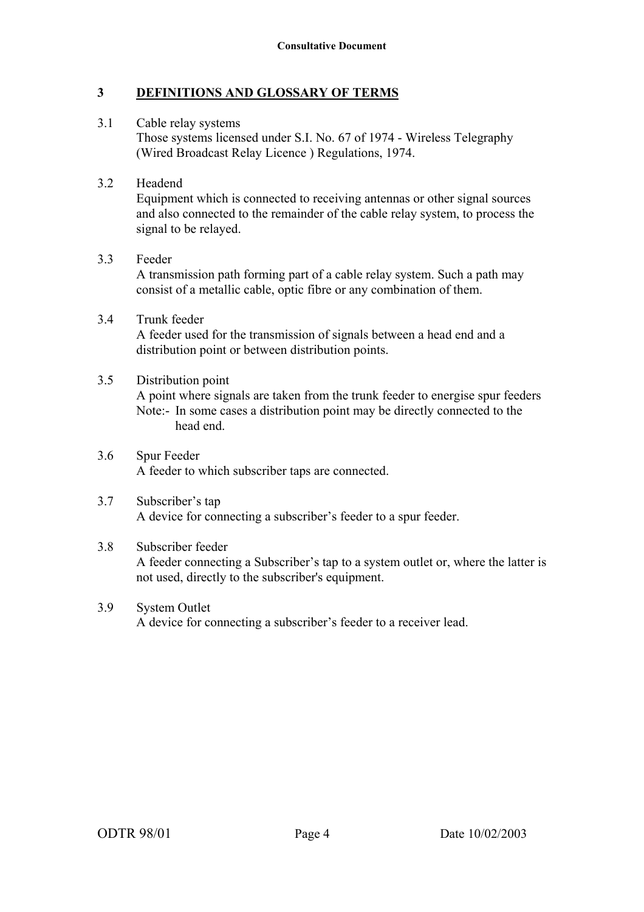## 3 DEFINITIONS AND GLOSSARY OF TERMS

3.1 Cable relay systems
Those systems licensed under S.I. No. 67 of 1974 - Wireless Telegraphy (Wired Broadcast Relay Licence ) Regulations, 1974.

3.2 Headend
Equipment which is connected to receiving antennas or other signal sources and also connected to the remainder of the cable relay system, to process the signal to be relayed.

3.3 Feeder
A transmission path forming part of a cable relay system. Such a path may consist of a metallic cable, optic fibre or any combination of them.

3.4 Trunk feeder
A feeder used for the transmission of signals between a head end and a distribution point or between distribution points.

3.5 Distribution point
A point where signals are taken from the trunk feeder to energise spur feeders
Note:- In some cases a distribution point may be directly connected to the head end.

3.6 Spur Feeder
A feeder to which subscriber taps are connected.

3.7 Subscriber's tap
A device for connecting a subscriber's feeder to a spur feeder.

3.8 Subscriber feeder
A feeder connecting a Subscriber's tap to a system outlet or, where the latter is not used, directly to the subscriber's equipment.

3.9 System Outlet
A device for connecting a subscriber's feeder to a receiver lead.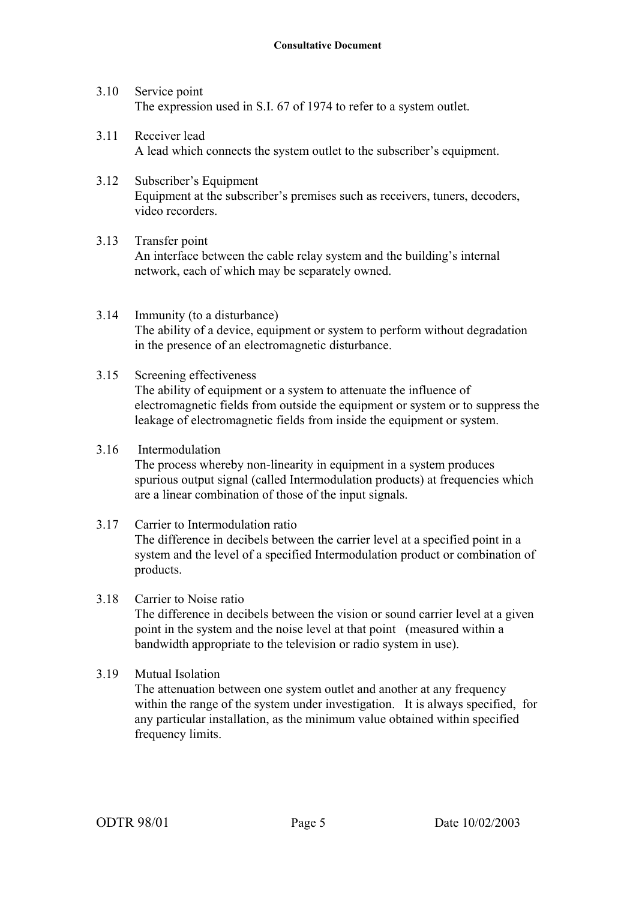3.10 Service point
The expression used in S.I. 67 of 1974 to refer to a system outlet.

3.11 Receiver lead
A lead which connects the system outlet to the subscriber's equipment.

3.12 Subscriber's Equipment
Equipment at the subscriber's premises such as receivers, tuners, decoders, video recorders.

3.13 Transfer point
An interface between the cable relay system and the building's internal network, each of which may be separately owned.

3.14 Immunity (to a disturbance)
The ability of a device, equipment or system to perform without degradation in the presence of an electromagnetic disturbance.

3.15 Screening effectiveness
The ability of equipment or a system to attenuate the influence of electromagnetic fields from outside the equipment or system or to suppress the leakage of electromagnetic fields from inside the equipment or system.

3.16 Intermodulation
The process whereby non-linearity in equipment in a system produces spurious output signal (called Intermodulation products) at frequencies which are a linear combination of those of the input signals.

3.17 Carrier to Intermodulation ratio
The difference in decibels between the carrier level at a specified point in a system and the level of a specified Intermodulation product or combination of products.

3.18 Carrier to Noise ratio
The difference in decibels between the vision or sound carrier level at a given point in the system and the noise level at that point (measured within a bandwidth appropriate to the television or radio system in use).

3.19 Mutual Isolation
The attenuation between one system outlet and another at any frequency within the range of the system under investigation. It is always specified, for any particular installation, as the minimum value obtained within specified frequency limits.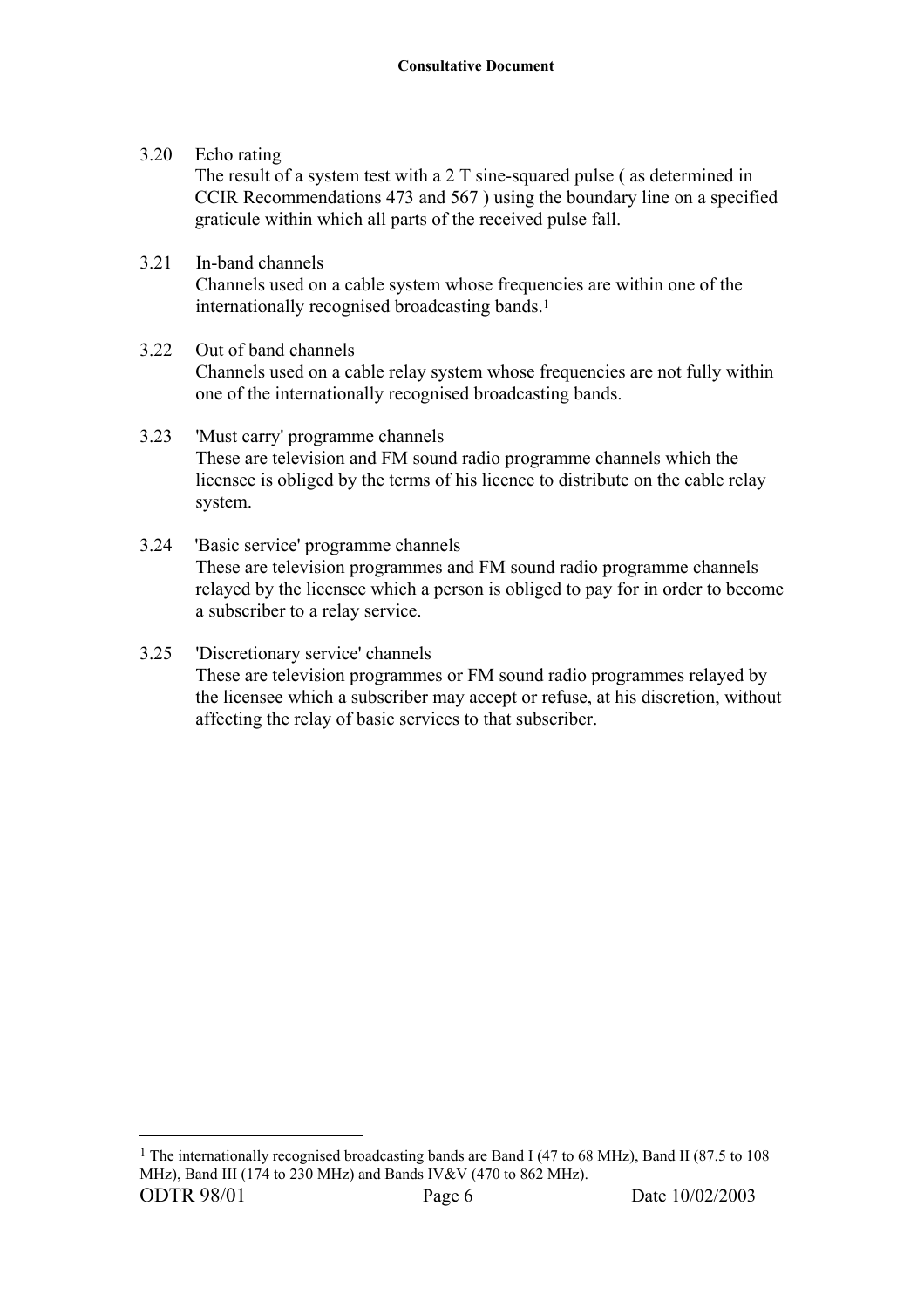3.20 Echo rating

The result of a system test with a 2 T sine-squared pulse ( as determined in CCIR Recommendations 473 and 567 ) using the boundary line on a specified graticule within which all parts of the received pulse fall.

3.21 In-band channels

Channels used on a cable system whose frequencies are within one of the internationally recognised broadcasting bands.[1]

3.22 Out of band channels

Channels used on a cable relay system whose frequencies are not fully within one of the internationally recognised broadcasting bands.

3.23 'Must carry' programme channels

These are television and FM sound radio programme channels which the licensee is obliged by the terms of his licence to distribute on the cable relay system.

3.24 'Basic service' programme channels

These are television programmes and FM sound radio programme channels relayed by the licensee which a person is obliged to pay for in order to become a subscriber to a relay service.

3.25 'Discretionary service' channels

These are television programmes or FM sound radio programmes relayed by the licensee which a subscriber may accept or refuse, at his discretion, without affecting the relay of basic services to that subscriber.

---

[1] The internationally recognised broadcasting bands are Band I (47 to 68 MHz), Band II (87.5 to 108 MHz), Band III (174 to 230 MHz) and Bands IV&V (470 to 862 MHz).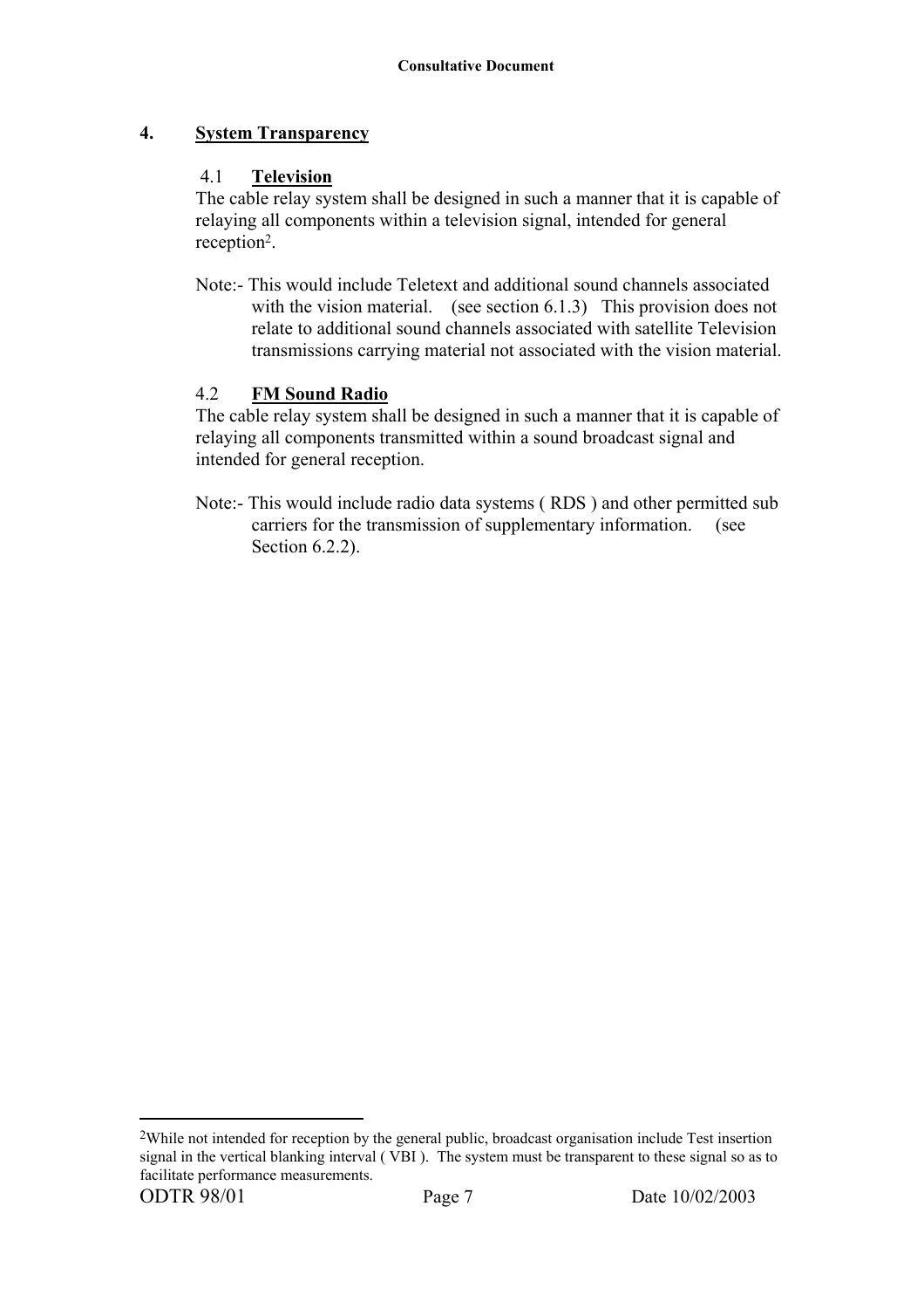## 4. System Transparency

### 4.1 Television

The cable relay system shall be designed in such a manner that it is capable of relaying all components within a television signal, intended for general reception[2].

Note:- This would include Teletext and additional sound channels associated with the vision material. (see section 6.1.3) This provision does not relate to additional sound channels associated with satellite Television transmissions carrying material not associated with the vision material.

### 4.2 FM Sound Radio

The cable relay system shall be designed in such a manner that it is capable of relaying all components transmitted within a sound broadcast signal and intended for general reception.

Note:- This would include radio data systems ( RDS ) and other permitted sub carriers for the transmission of supplementary information. (see Section 6.2.2).

---

[2]While not intended for reception by the general public, broadcast organisation include Test insertion signal in the vertical blanking interval ( VBI ). The system must be transparent to these signal so as to facilitate performance measurements.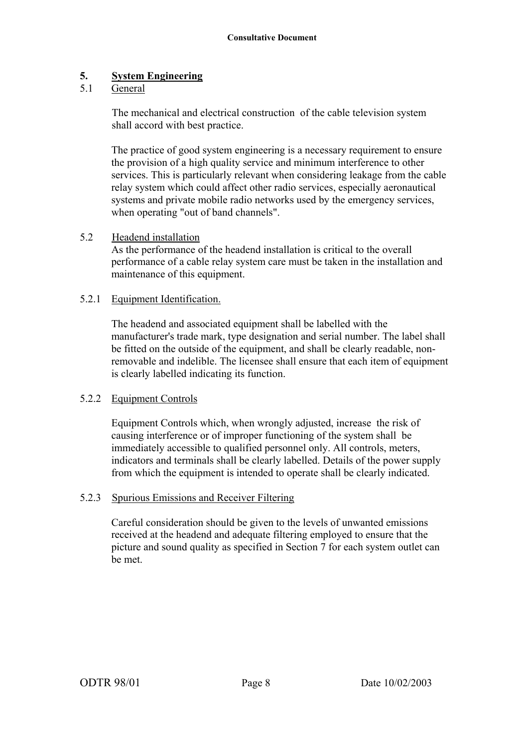## 5. System Engineering

### 5.1 General

The mechanical and electrical construction of the cable television system shall accord with best practice.

The practice of good system engineering is a necessary requirement to ensure the provision of a high quality service and minimum interference to other services. This is particularly relevant when considering leakage from the cable relay system which could affect other radio services, especially aeronautical systems and private mobile radio networks used by the emergency services, when operating "out of band channels".

### 5.2 Headend installation

As the performance of the headend installation is critical to the overall performance of a cable relay system care must be taken in the installation and maintenance of this equipment.

#### 5.2.1 Equipment Identification.

The headend and associated equipment shall be labelled with the manufacturer's trade mark, type designation and serial number. The label shall be fitted on the outside of the equipment, and shall be clearly readable, non-removable and indelible. The licensee shall ensure that each item of equipment is clearly labelled indicating its function.

#### 5.2.2 Equipment Controls

Equipment Controls which, when wrongly adjusted, increase the risk of causing interference or of improper functioning of the system shall be immediately accessible to qualified personnel only. All controls, meters, indicators and terminals shall be clearly labelled. Details of the power supply from which the equipment is intended to operate shall be clearly indicated.

#### 5.2.3 Spurious Emissions and Receiver Filtering

Careful consideration should be given to the levels of unwanted emissions received at the headend and adequate filtering employed to ensure that the picture and sound quality as specified in Section 7 for each system outlet can be met.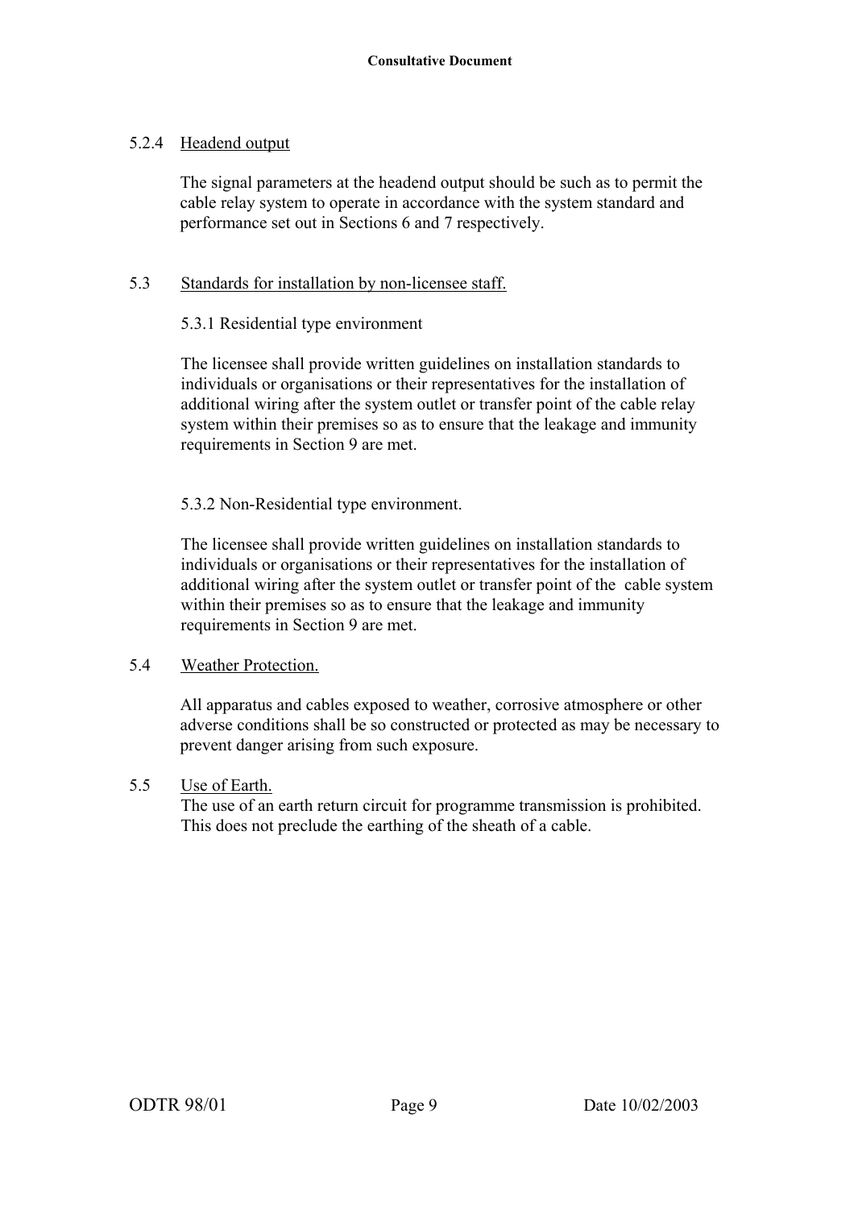#### 5.2.4 Headend output

The signal parameters at the headend output should be such as to permit the cable relay system to operate in accordance with the system standard and performance set out in Sections 6 and 7 respectively.

### 5.3 Standards for installation by non-licensee staff.

#### 5.3.1 Residential type environment

The licensee shall provide written guidelines on installation standards to individuals or organisations or their representatives for the installation of additional wiring after the system outlet or transfer point of the cable relay system within their premises so as to ensure that the leakage and immunity requirements in Section 9 are met.

#### 5.3.2 Non-Residential type environment.

The licensee shall provide written guidelines on installation standards to individuals or organisations or their representatives for the installation of additional wiring after the system outlet or transfer point of the cable system within their premises so as to ensure that the leakage and immunity requirements in Section 9 are met.

### 5.4 Weather Protection.

All apparatus and cables exposed to weather, corrosive atmosphere or other adverse conditions shall be so constructed or protected as may be necessary to prevent danger arising from such exposure.

### 5.5 Use of Earth.

The use of an earth return circuit for programme transmission is prohibited. This does not preclude the earthing of the sheath of a cable.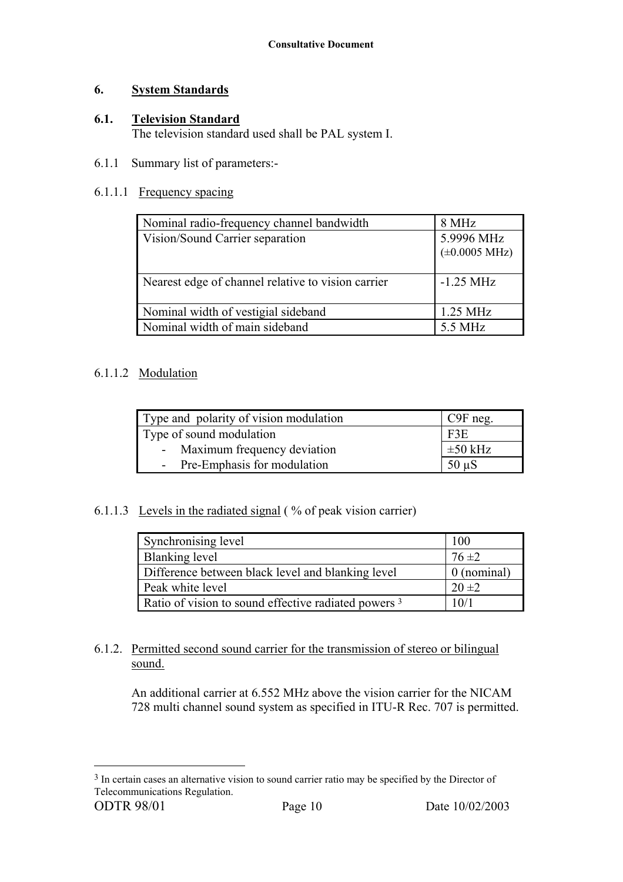## 6. System Standards

### 6.1. Television Standard

The television standard used shall be PAL system I.

6.1.1 Summary list of parameters:-

6.1.1.1 Frequency spacing

| | |
|---|---|
| Nominal radio-frequency channel bandwidth | 8 MHz |
| Vision/Sound Carrier separation | 5.9996 MHz (±0.0005 MHz) |
| Nearest edge of channel relative to vision carrier | -1.25 MHz |
| Nominal width of vestigial sideband | 1.25 MHz |
| Nominal width of main sideband | 5.5 MHz |

6.1.1.2 Modulation

| | |
|---|---|
| Type and polarity of vision modulation | C9F neg. |
| Type of sound modulation | F3E |
| - Maximum frequency deviation | ±50 kHz |
| - Pre-Emphasis for modulation | 50 µS |

6.1.1.3 Levels in the radiated signal ( % of peak vision carrier)

| | |
|---|---|
| Synchronising level | 100 |
| Blanking level | 76 ±2 |
| Difference between black level and blanking level | 0 (nominal) |
| Peak white level | 20 ±2 |
| Ratio of vision to sound effective radiated powers [3] | 10/1 |

6.1.2. Permitted second sound carrier for the transmission of stereo or bilingual sound.

An additional carrier at 6.552 MHz above the vision carrier for the NICAM 728 multi channel sound system as specified in ITU-R Rec. 707 is permitted.

---

[3] In certain cases an alternative vision to sound carrier ratio may be specified by the Director of Telecommunications Regulation.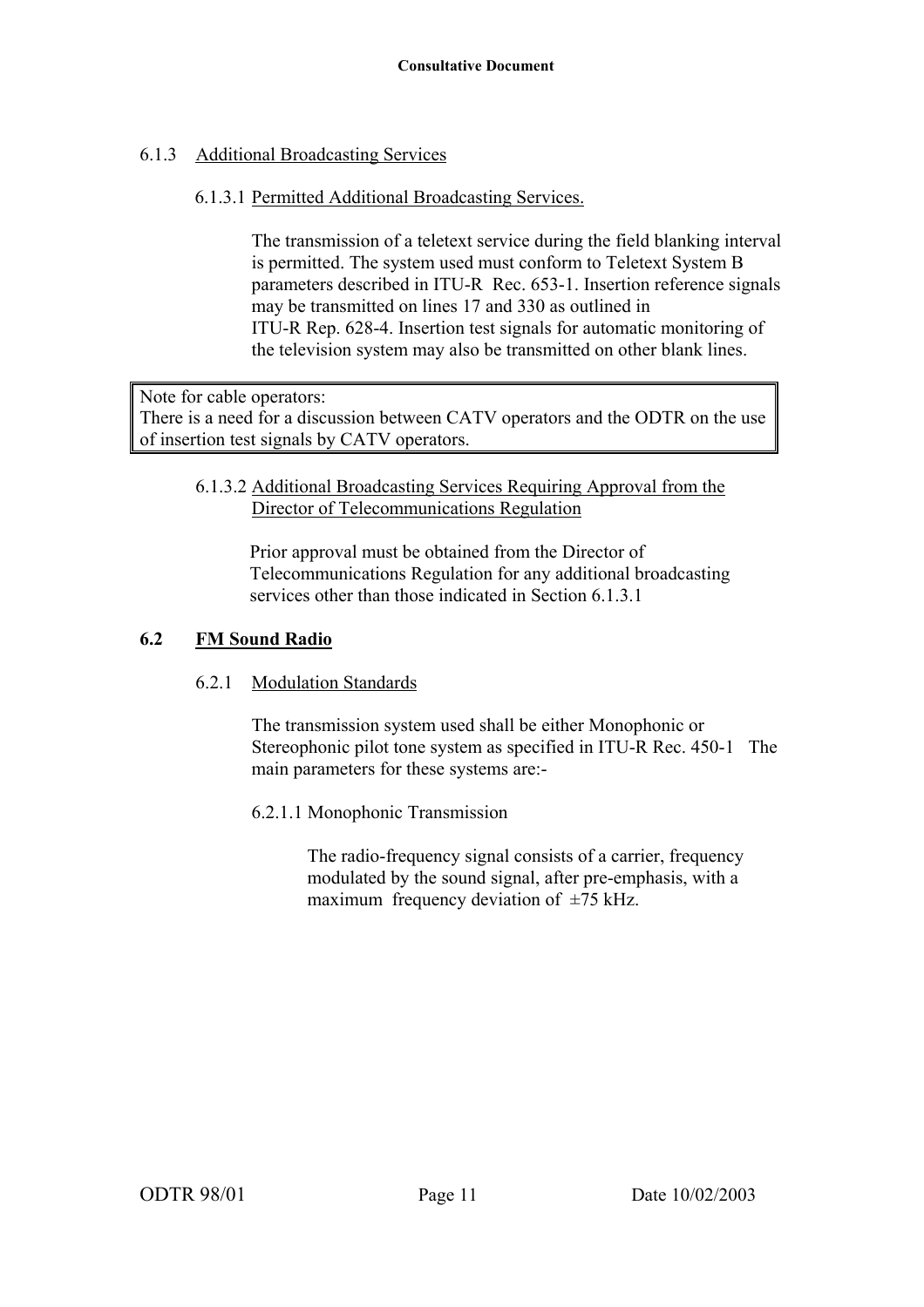#### 6.1.3 Additional Broadcasting Services

##### 6.1.3.1 Permitted Additional Broadcasting Services.

The transmission of a teletext service during the field blanking interval is permitted. The system used must conform to Teletext System B parameters described in ITU-R Rec. 653-1. Insertion reference signals may be transmitted on lines 17 and 330 as outlined in ITU-R Rep. 628-4. Insertion test signals for automatic monitoring of the television system may also be transmitted on other blank lines.

> Note for cable operators:
> There is a need for a discussion between CATV operators and the ODTR on the use of insertion test signals by CATV operators.

##### 6.1.3.2 Additional Broadcasting Services Requiring Approval from the Director of Telecommunications Regulation

Prior approval must be obtained from the Director of Telecommunications Regulation for any additional broadcasting services other than those indicated in Section 6.1.3.1

## 6.2 FM Sound Radio

### 6.2.1 Modulation Standards

The transmission system used shall be either Monophonic or Stereophonic pilot tone system as specified in ITU-R Rec. 450-1 The main parameters for these systems are:-

#### 6.2.1.1 Monophonic Transmission

The radio-frequency signal consists of a carrier, frequency modulated by the sound signal, after pre-emphasis, with a maximum frequency deviation of ±75 kHz.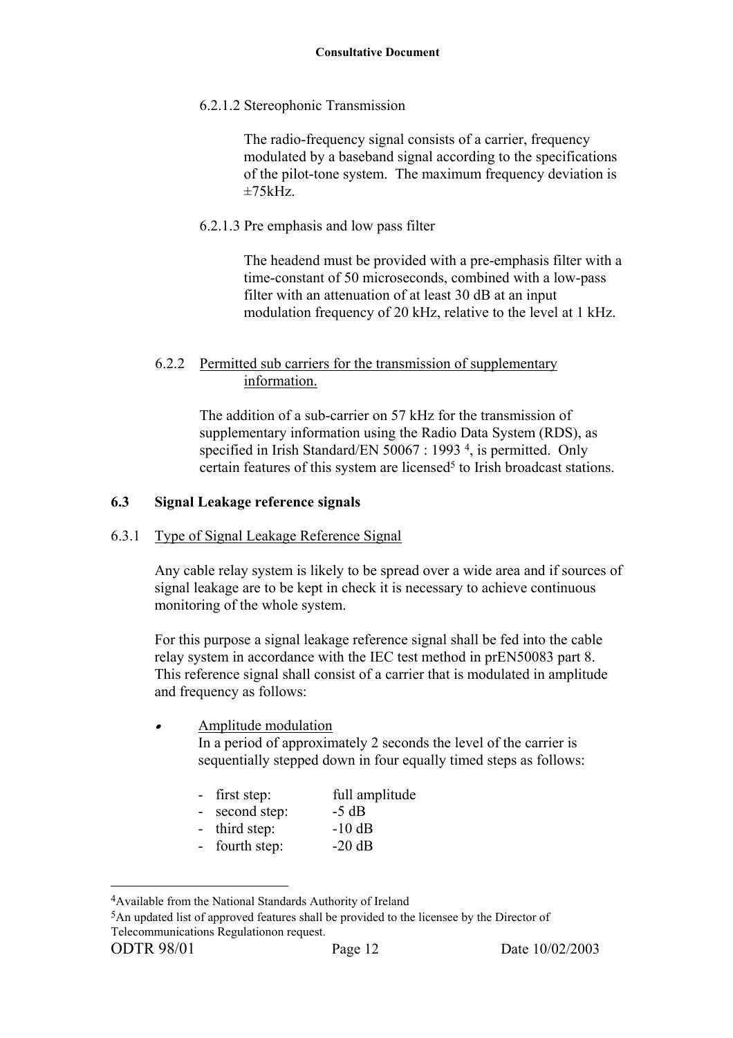6.2.1.2 Stereophonic Transmission

The radio-frequency signal consists of a carrier, frequency modulated by a baseband signal according to the specifications of the pilot-tone system. The maximum frequency deviation is ±75kHz.

6.2.1.3 Pre emphasis and low pass filter

The headend must be provided with a pre-emphasis filter with a time-constant of 50 microseconds, combined with a low-pass filter with an attenuation of at least 30 dB at an input modulation frequency of 20 kHz, relative to the level at 1 kHz.

6.2.2 Permitted sub carriers for the transmission of supplementary information.

The addition of a sub-carrier on 57 kHz for the transmission of supplementary information using the Radio Data System (RDS), as specified in Irish Standard/EN 50067 : 1993 [4], is permitted. Only certain features of this system are licensed[5] to Irish broadcast stations.

### 6.3 Signal Leakage reference signals

6.3.1 Type of Signal Leakage Reference Signal

Any cable relay system is likely to be spread over a wide area and if sources of signal leakage are to be kept in check it is necessary to achieve continuous monitoring of the whole system.

For this purpose a signal leakage reference signal shall be fed into the cable relay system in accordance with the IEC test method in prEN50083 part 8. This reference signal shall consist of a carrier that is modulated in amplitude and frequency as follows:

- Amplitude modulation
  In a period of approximately 2 seconds the level of the carrier is sequentially stepped down in four equally timed steps as follows:

  - first step: full amplitude
  - second step: -5 dB
  - third step: -10 dB
  - fourth step: -20 dB

---

[4] Available from the National Standards Authority of Ireland

[5] An updated list of approved features shall be provided to the licensee by the Director of Telecommunications Regulationon request.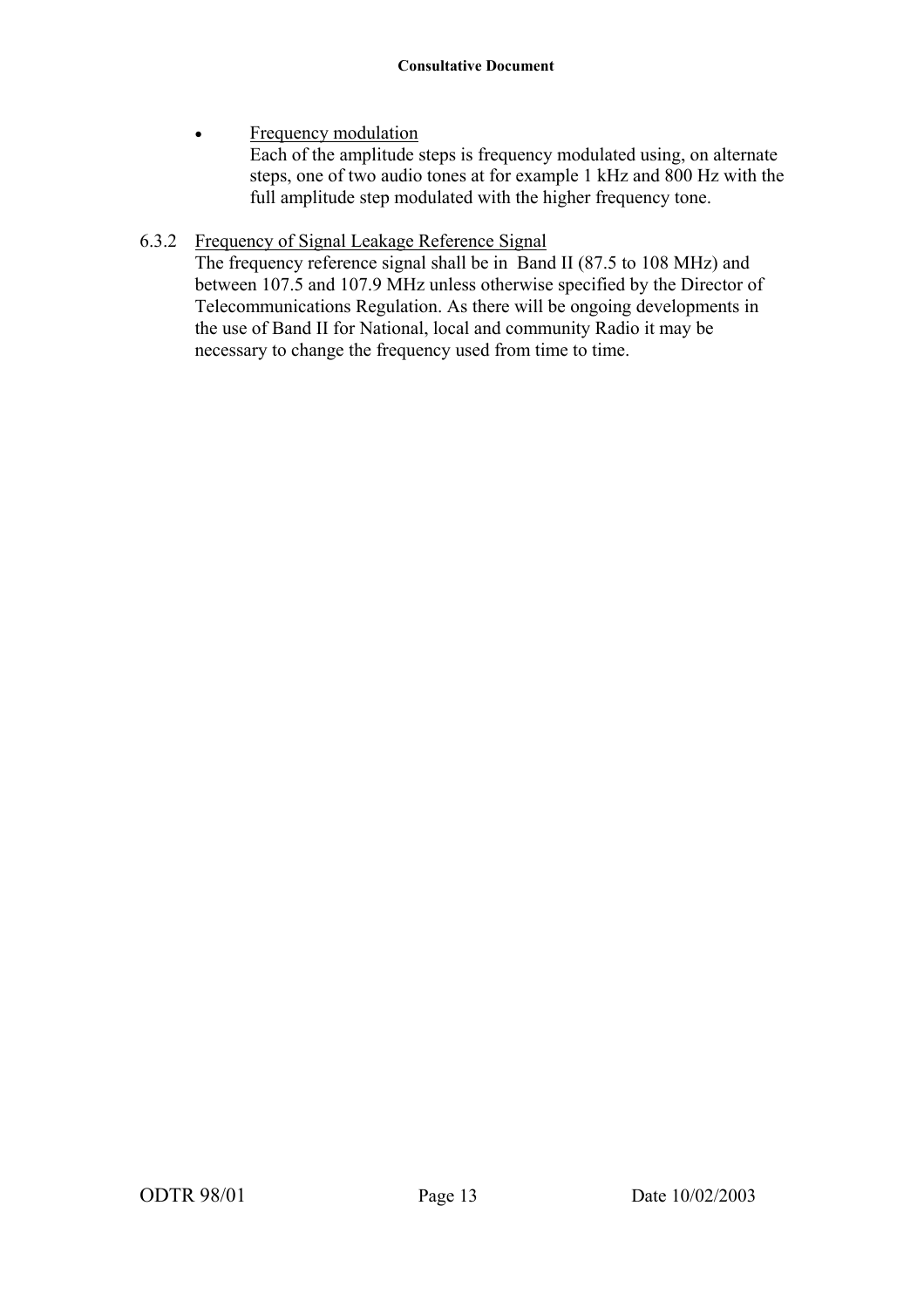- Frequency modulation
  Each of the amplitude steps is frequency modulated using, on alternate steps, one of two audio tones at for example 1 kHz and 800 Hz with the full amplitude step modulated with the higher frequency tone.

6.3.2 Frequency of Signal Leakage Reference Signal

The frequency reference signal shall be in Band II (87.5 to 108 MHz) and between 107.5 and 107.9 MHz unless otherwise specified by the Director of Telecommunications Regulation. As there will be ongoing developments in the use of Band II for National, local and community Radio it may be necessary to change the frequency used from time to time.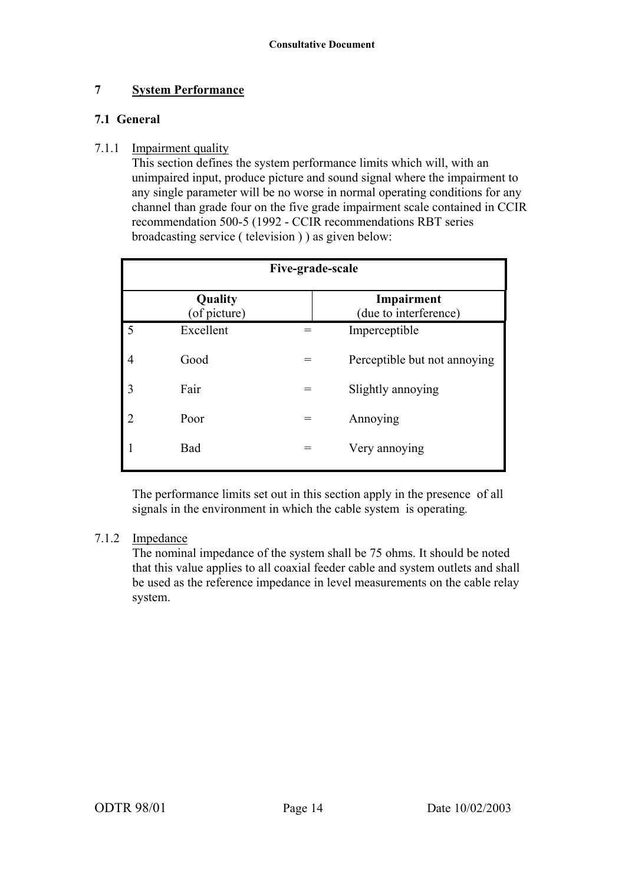# 7 System Performance

## 7.1 General

7.1.1 Impairment quality

This section defines the system performance limits which will, with an unimpaired input, produce picture and sound signal where the impairment to any single parameter will be no worse in normal operating conditions for any channel than grade four on the five grade impairment scale contained in CCIR recommendation 500-5 (1992 - CCIR recommendations RBT series broadcasting service ( television ) ) as given below:

| Five-grade-scale | | | |
|---|---|---|---|
| **Quality** (of picture) | | | **Impairment** (due to interference) |
| 5 | Excellent | = | Imperceptible |
| 4 | Good | = | Perceptible but not annoying |
| 3 | Fair | = | Slightly annoying |
| 2 | Poor | = | Annoying |
| 1 | Bad | = | Very annoying |

The performance limits set out in this section apply in the presence of all signals in the environment in which the cable system is operating.

7.1.2 Impedance

The nominal impedance of the system shall be 75 ohms. It should be noted that this value applies to all coaxial feeder cable and system outlets and shall be used as the reference impedance in level measurements on the cable relay system.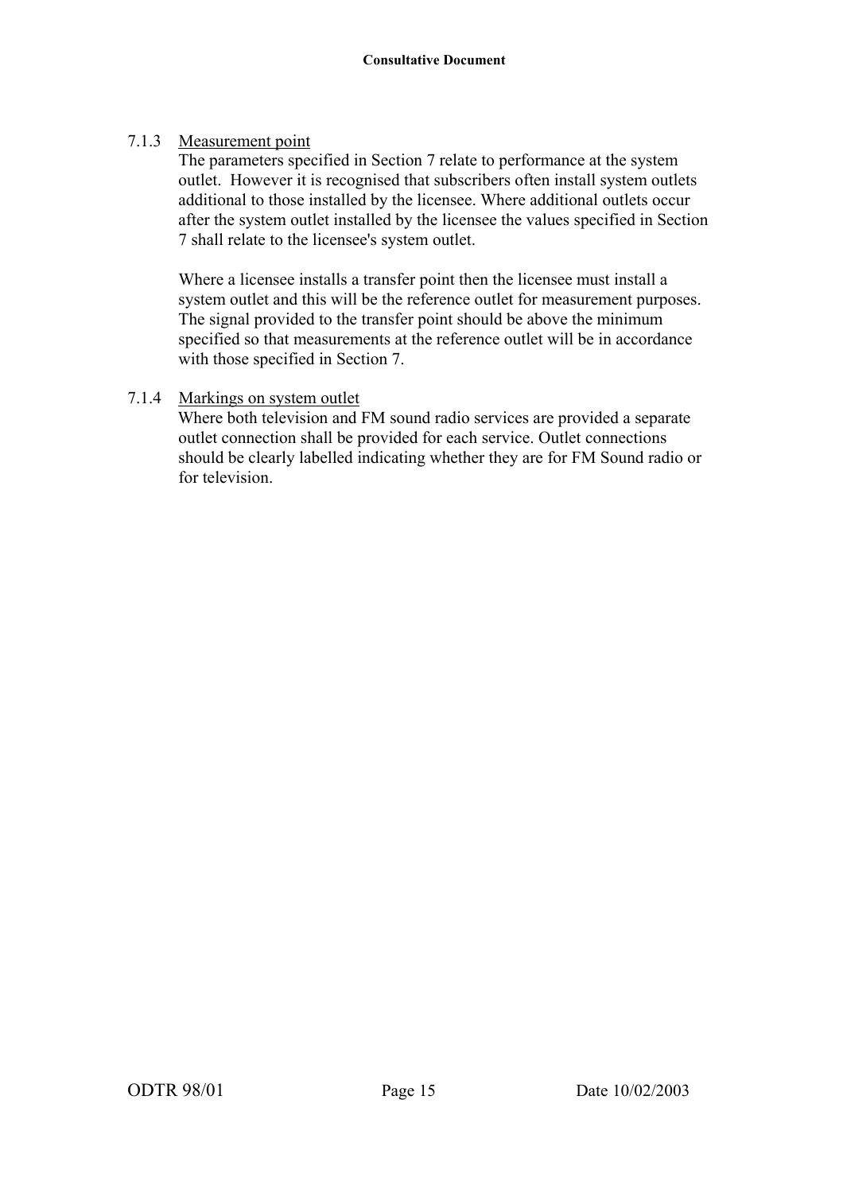7.1.3 Measurement point

The parameters specified in Section 7 relate to performance at the system outlet. However it is recognised that subscribers often install system outlets additional to those installed by the licensee. Where additional outlets occur after the system outlet installed by the licensee the values specified in Section 7 shall relate to the licensee's system outlet.

Where a licensee installs a transfer point then the licensee must install a system outlet and this will be the reference outlet for measurement purposes. The signal provided to the transfer point should be above the minimum specified so that measurements at the reference outlet will be in accordance with those specified in Section 7.

7.1.4 Markings on system outlet

Where both television and FM sound radio services are provided a separate outlet connection shall be provided for each service. Outlet connections should be clearly labelled indicating whether they are for FM Sound radio or for television.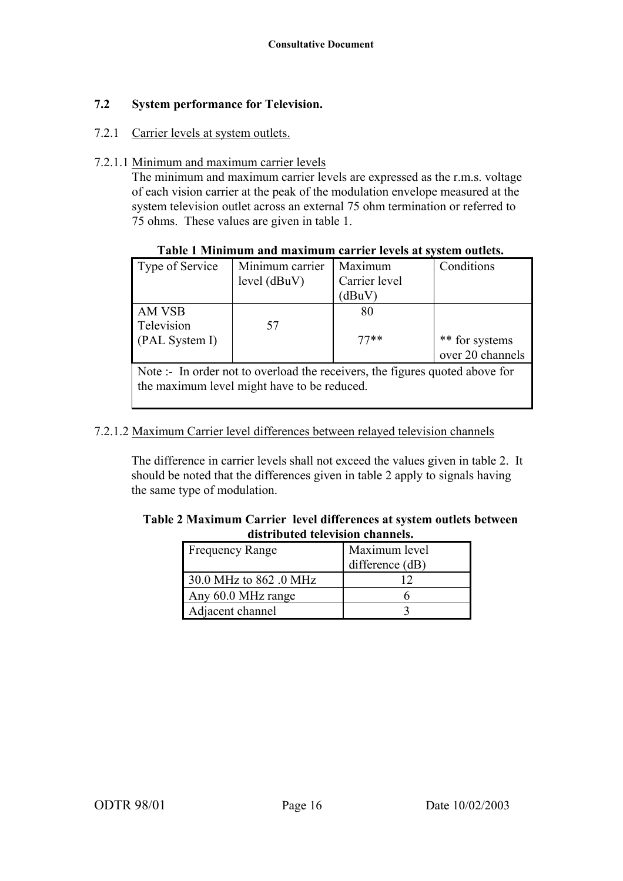### 7.2 System performance for Television.

#### 7.2.1 Carrier levels at system outlets.

7.2.1.1 Minimum and maximum carrier levels

The minimum and maximum carrier levels are expressed as the r.m.s. voltage of each vision carrier at the peak of the modulation envelope measured at the system television outlet across an external 75 ohm termination or referred to 75 ohms. These values are given in table 1.

**Table 1 Minimum and maximum carrier levels at system outlets.**

| Type of Service | Minimum carrier level (dBuV) | Maximum Carrier level (dBuV) | Conditions |
|---|---|---|---|
| AM VSB Television (PAL System I) | 57 | 80 | |
| | | 77** | ** for systems over 20 channels |
| Note :- In order not to overload the receivers, the figures quoted above for the maximum level might have to be reduced. | | | |

7.2.1.2 Maximum Carrier level differences between relayed television channels

The difference in carrier levels shall not exceed the values given in table 2. It should be noted that the differences given in table 2 apply to signals having the same type of modulation.

**Table 2 Maximum Carrier level differences at system outlets between distributed television channels.**

| Frequency Range | Maximum level difference (dB) |
|---|---|
| 30.0 MHz to 862 .0 MHz | 12 |
| Any 60.0 MHz range | 6 |
| Adjacent channel | 3 |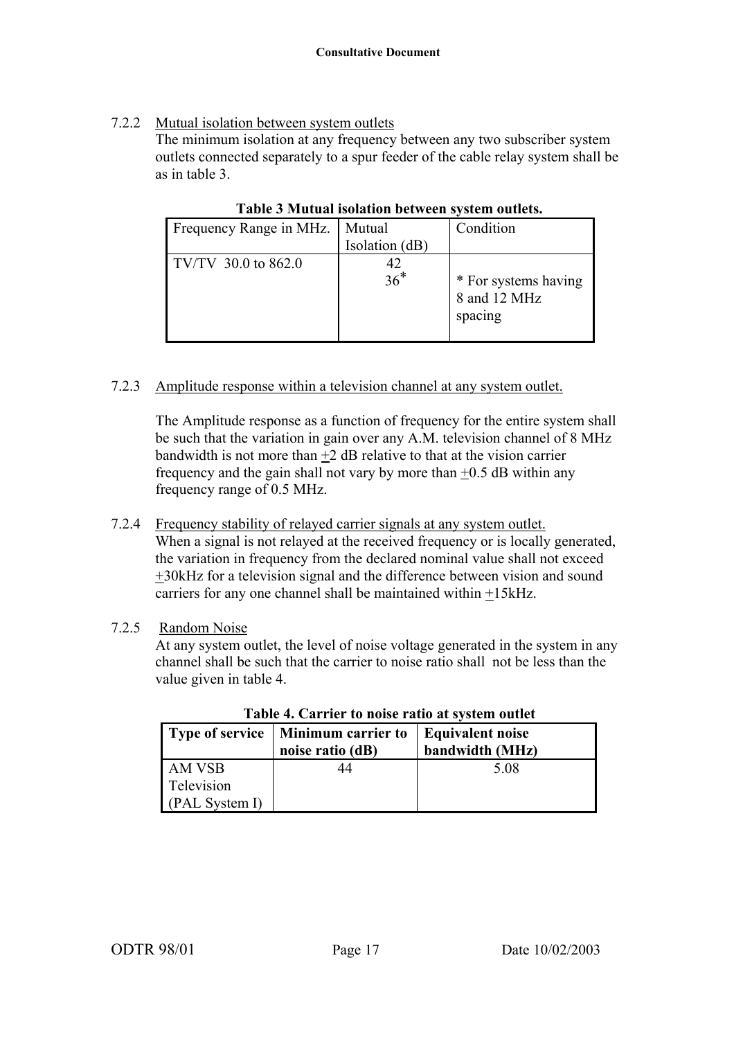7.2.2 Mutual isolation between system outlets

The minimum isolation at any frequency between any two subscriber system outlets connected separately to a spur feeder of the cable relay system shall be as in table 3.

**Table 3 Mutual isolation between system outlets.**

| Frequency Range in MHz. | Mutual Isolation (dB) | Condition |
|---|---|---|
| TV/TV 30.0 to 862.0 | 42<br>36* | <br>* For systems having 8 and 12 MHz spacing |

7.2.3 Amplitude response within a television channel at any system outlet.

The Amplitude response as a function of frequency for the entire system shall be such that the variation in gain over any A.M. television channel of 8 MHz bandwidth is not more than ±2 dB relative to that at the vision carrier frequency and the gain shall not vary by more than ±0.5 dB within any frequency range of 0.5 MHz.

7.2.4 Frequency stability of relayed carrier signals at any system outlet.

When a signal is not relayed at the received frequency or is locally generated, the variation in frequency from the declared nominal value shall not exceed ±30kHz for a television signal and the difference between vision and sound carriers for any one channel shall be maintained within ±15kHz.

7.2.5 Random Noise

At any system outlet, the level of noise voltage generated in the system in any channel shall be such that the carrier to noise ratio shall not be less than the value given in table 4.

**Table 4. Carrier to noise ratio at system outlet**

| **Type of service** | **Minimum carrier to noise ratio (dB)** | **Equivalent noise bandwidth (MHz)** |
|---|---|---|
| AM VSB Television (PAL System I) | 44 | 5.08 |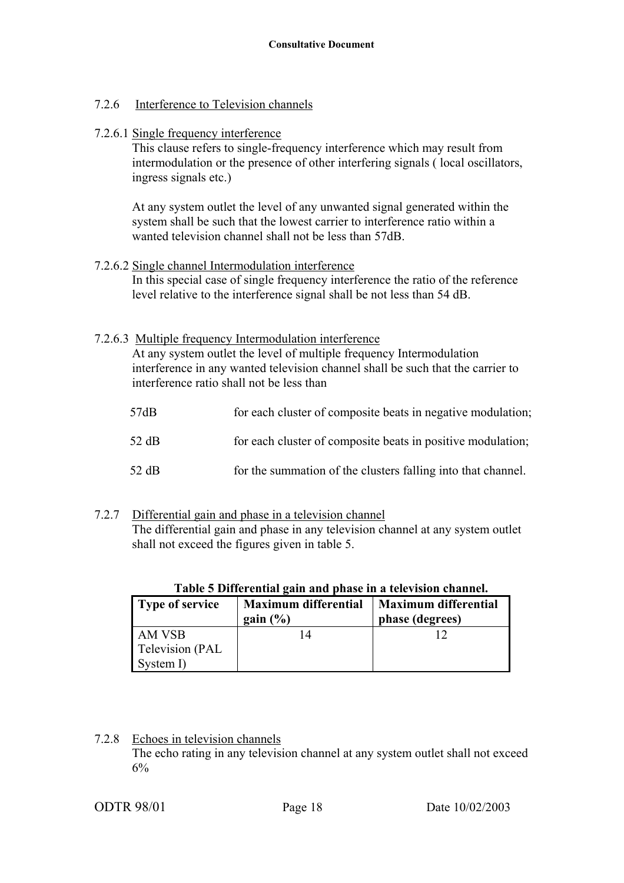#### 7.2.6 Interference to Television channels

##### 7.2.6.1 Single frequency interference

This clause refers to single-frequency interference which may result from intermodulation or the presence of other interfering signals ( local oscillators, ingress signals etc.)

At any system outlet the level of any unwanted signal generated within the system shall be such that the lowest carrier to interference ratio within a wanted television channel shall not be less than 57dB.

##### 7.2.6.2 Single channel Intermodulation interference

In this special case of single frequency interference the ratio of the reference level relative to the interference signal shall be not less than 54 dB.

##### 7.2.6.3 Multiple frequency Intermodulation interference

At any system outlet the level of multiple frequency Intermodulation interference in any wanted television channel shall be such that the carrier to interference ratio shall not be less than

| | |
|---|---|
| 57dB | for each cluster of composite beats in negative modulation; |
| 52 dB | for each cluster of composite beats in positive modulation; |
| 52 dB | for the summation of the clusters falling into that channel. |

#### 7.2.7 Differential gain and phase in a television channel

The differential gain and phase in any television channel at any system outlet shall not exceed the figures given in table 5.

**Table 5 Differential gain and phase in a television channel.**

| Type of service | Maximum differential gain (%) | Maximum differential phase (degrees) |
|---|---|---|
| AM VSB Television (PAL System I) | 14 | 12 |

#### 7.2.8 Echoes in television channels

The echo rating in any television channel at any system outlet shall not exceed 6%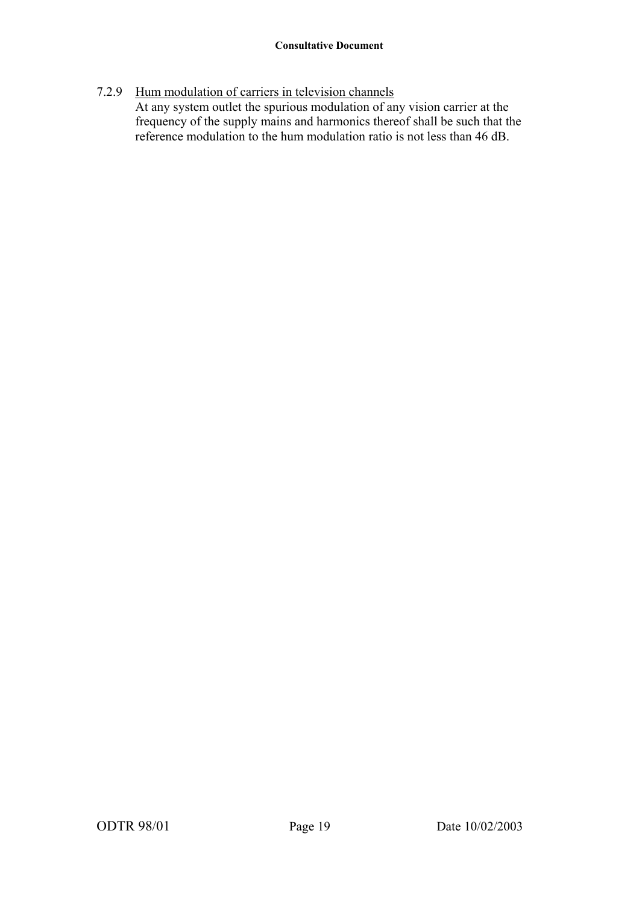7.2.9 Hum modulation of carriers in television channels

At any system outlet the spurious modulation of any vision carrier at the frequency of the supply mains and harmonics thereof shall be such that the reference modulation to the hum modulation ratio is not less than 46 dB.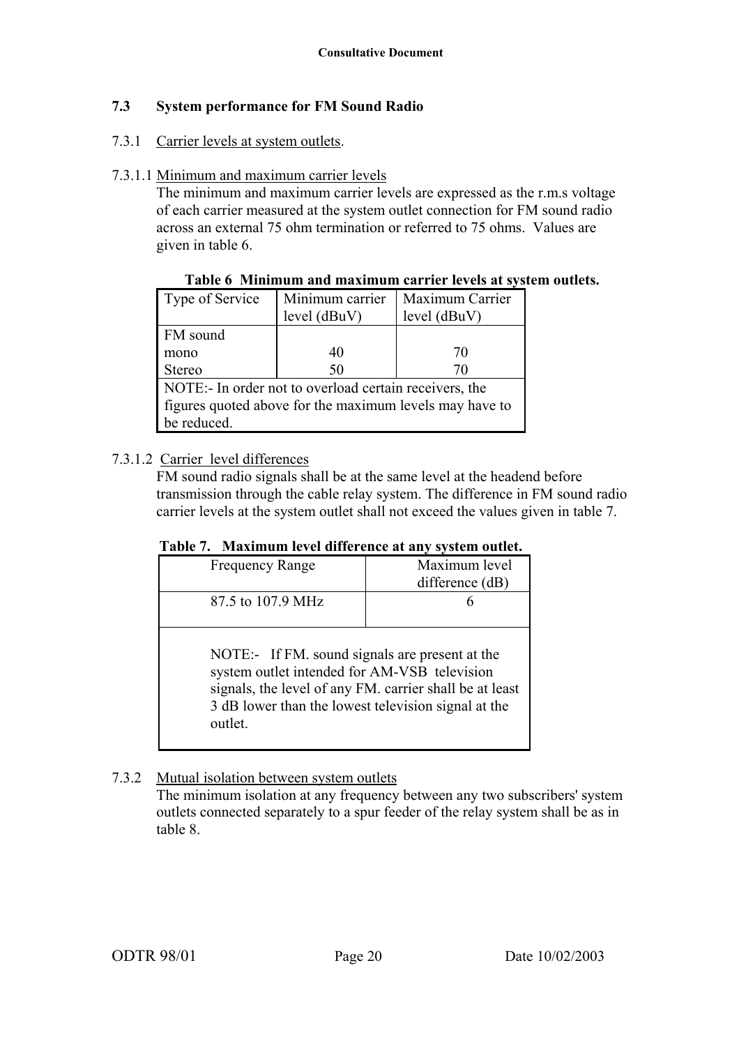### 7.3 System performance for FM Sound Radio

7.3.1 Carrier levels at system outlets.

7.3.1.1 Minimum and maximum carrier levels

The minimum and maximum carrier levels are expressed as the r.m.s voltage of each carrier measured at the system outlet connection for FM sound radio across an external 75 ohm termination or referred to 75 ohms. Values are given in table 6.

**Table 6 Minimum and maximum carrier levels at system outlets.**

| Type of Service | Minimum carrier level (dBuV) | Maximum Carrier level (dBuV) |
|---|---|---|
| FM sound | | |
| mono | 40 | 70 |
| Stereo | 50 | 70 |
| NOTE:- In order not to overload certain receivers, the figures quoted above for the maximum levels may have to be reduced. | | |

7.3.1.2 Carrier level differences

FM sound radio signals shall be at the same level at the headend before transmission through the cable relay system. The difference in FM sound radio carrier levels at the system outlet shall not exceed the values given in table 7.

**Table 7. Maximum level difference at any system outlet.**

| Frequency Range | Maximum level difference (dB) |
|---|---|
| 87.5 to 107.9 MHz | 6 |
| NOTE:- If FM. sound signals are present at the system outlet intended for AM-VSB television signals, the level of any FM. carrier shall be at least 3 dB lower than the lowest television signal at the outlet. | |

7.3.2 Mutual isolation between system outlets

The minimum isolation at any frequency between any two subscribers' system outlets connected separately to a spur feeder of the relay system shall be as in table 8.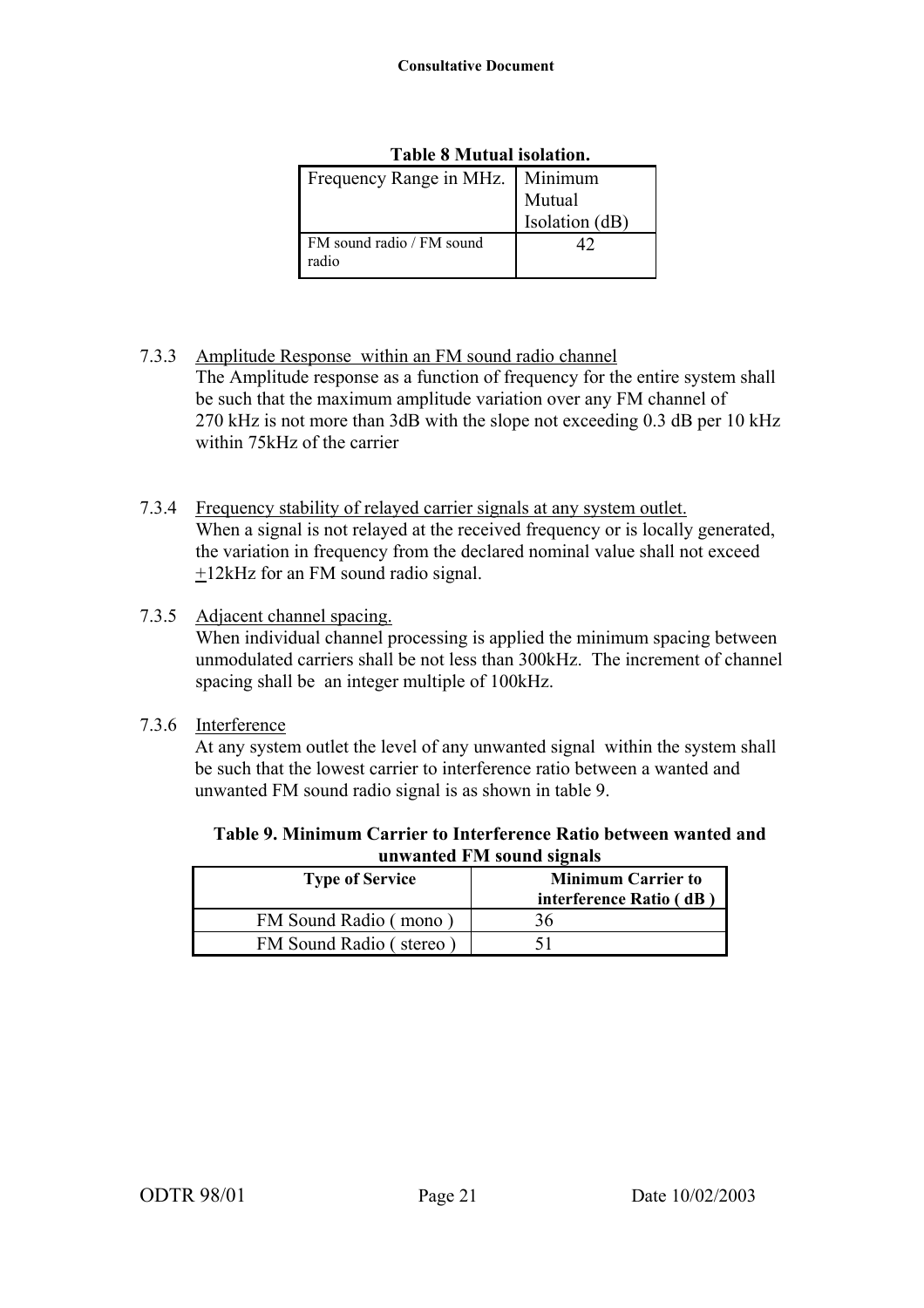**Table 8 Mutual isolation.**

| Frequency Range in MHz. | Minimum Mutual Isolation (dB) |
|---|---|
| FM sound radio / FM sound radio | 42 |

7.3.3 Amplitude Response within an FM sound radio channel

The Amplitude response as a function of frequency for the entire system shall be such that the maximum amplitude variation over any FM channel of 270 kHz is not more than 3dB with the slope not exceeding 0.3 dB per 10 kHz within 75kHz of the carrier

7.3.4 Frequency stability of relayed carrier signals at any system outlet.

When a signal is not relayed at the received frequency or is locally generated, the variation in frequency from the declared nominal value shall not exceed ±12kHz for an FM sound radio signal.

7.3.5 Adjacent channel spacing.

When individual channel processing is applied the minimum spacing between unmodulated carriers shall be not less than 300kHz. The increment of channel spacing shall be an integer multiple of 100kHz.

7.3.6 Interference

At any system outlet the level of any unwanted signal within the system shall be such that the lowest carrier to interference ratio between a wanted and unwanted FM sound radio signal is as shown in table 9.

**Table 9. Minimum Carrier to Interference Ratio between wanted and unwanted FM sound signals**

| Type of Service | Minimum Carrier to interference Ratio ( dB ) |
|---|---|
| FM Sound Radio ( mono ) | 36 |
| FM Sound Radio ( stereo ) | 51 |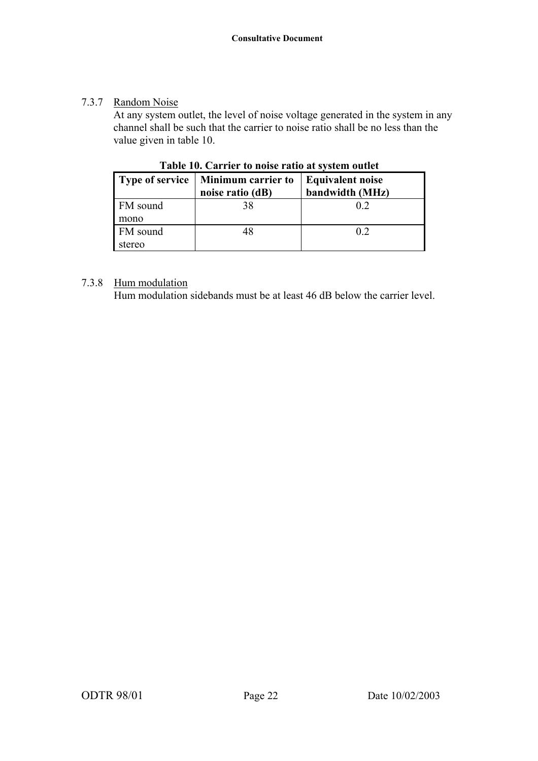#### 7.3.7 Random Noise

At any system outlet, the level of noise voltage generated in the system in any channel shall be such that the carrier to noise ratio shall be no less than the value given in table 10.

**Table 10. Carrier to noise ratio at system outlet**

| Type of service | Minimum carrier to noise ratio (dB) | Equivalent noise bandwidth (MHz) |
|---|---|---|
| FM sound mono | 38 | 0.2 |
| FM sound stereo | 48 | 0.2 |

#### 7.3.8 Hum modulation

Hum modulation sidebands must be at least 46 dB below the carrier level.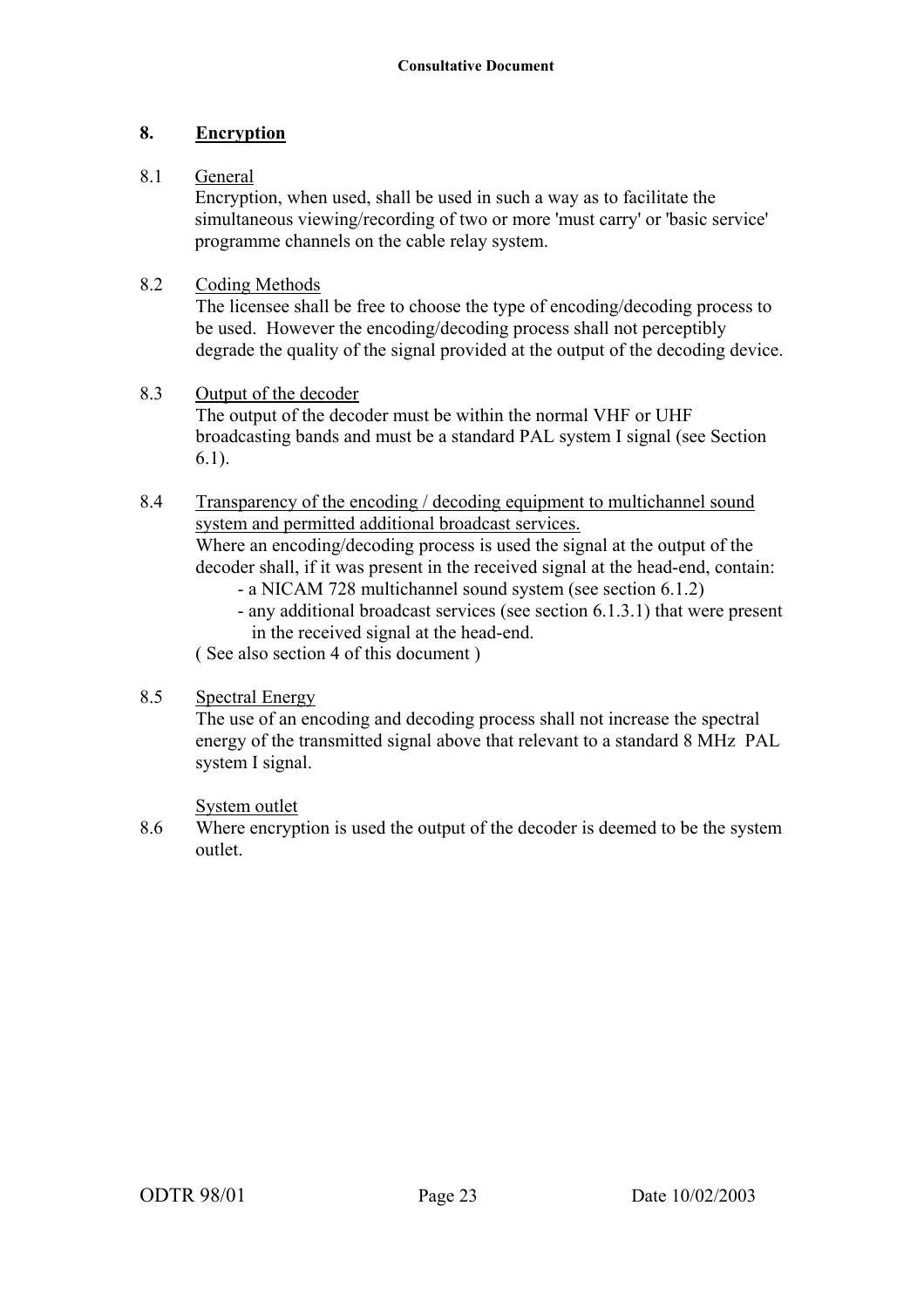## 8. Encryption

8.1 General

Encryption, when used, shall be used in such a way as to facilitate the simultaneous viewing/recording of two or more 'must carry' or 'basic service' programme channels on the cable relay system.

8.2 Coding Methods

The licensee shall be free to choose the type of encoding/decoding process to be used. However the encoding/decoding process shall not perceptibly degrade the quality of the signal provided at the output of the decoding device.

8.3 Output of the decoder

The output of the decoder must be within the normal VHF or UHF broadcasting bands and must be a standard PAL system I signal (see Section 6.1).

8.4 Transparency of the encoding / decoding equipment to multichannel sound system and permitted additional broadcast services.

Where an encoding/decoding process is used the signal at the output of the decoder shall, if it was present in the received signal at the head-end, contain:

- a NICAM 728 multichannel sound system (see section 6.1.2)
- any additional broadcast services (see section 6.1.3.1) that were present in the received signal at the head-end.

( See also section 4 of this document )

8.5 Spectral Energy

The use of an encoding and decoding process shall not increase the spectral energy of the transmitted signal above that relevant to a standard 8 MHz PAL system I signal.

System outlet

8.6 Where encryption is used the output of the decoder is deemed to be the system outlet.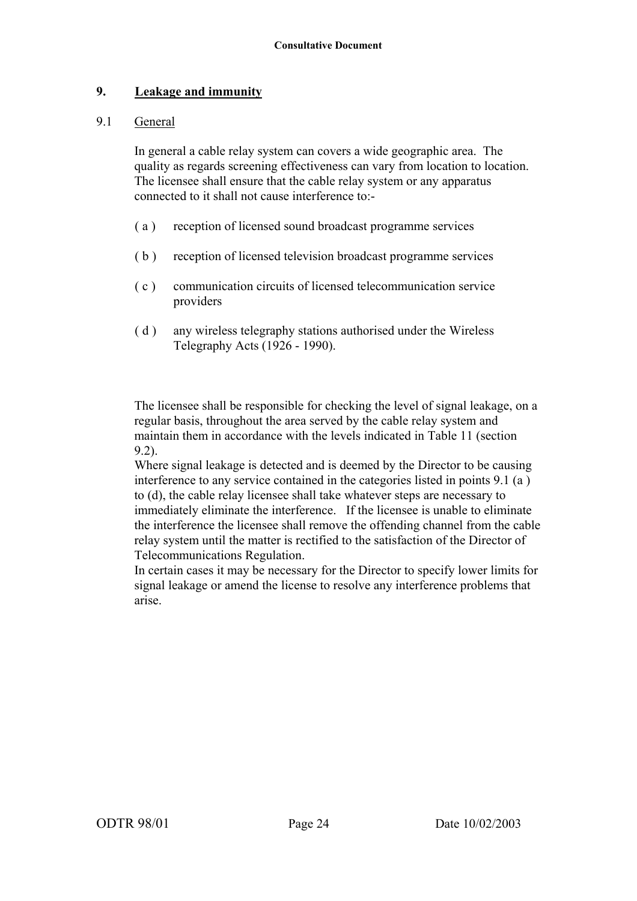## 9. Leakage and immunity

### 9.1 General

In general a cable relay system can covers a wide geographic area. The quality as regards screening effectiveness can vary from location to location. The licensee shall ensure that the cable relay system or any apparatus connected to it shall not cause interference to:-

( a ) reception of licensed sound broadcast programme services

( b ) reception of licensed television broadcast programme services

( c ) communication circuits of licensed telecommunication service providers

( d ) any wireless telegraphy stations authorised under the Wireless Telegraphy Acts (1926 - 1990).

The licensee shall be responsible for checking the level of signal leakage, on a regular basis, throughout the area served by the cable relay system and maintain them in accordance with the levels indicated in Table 11 (section 9.2).

Where signal leakage is detected and is deemed by the Director to be causing interference to any service contained in the categories listed in points 9.1 (a ) to (d), the cable relay licensee shall take whatever steps are necessary to immediately eliminate the interference. If the licensee is unable to eliminate the interference the licensee shall remove the offending channel from the cable relay system until the matter is rectified to the satisfaction of the Director of Telecommunications Regulation.

In certain cases it may be necessary for the Director to specify lower limits for signal leakage or amend the license to resolve any interference problems that arise.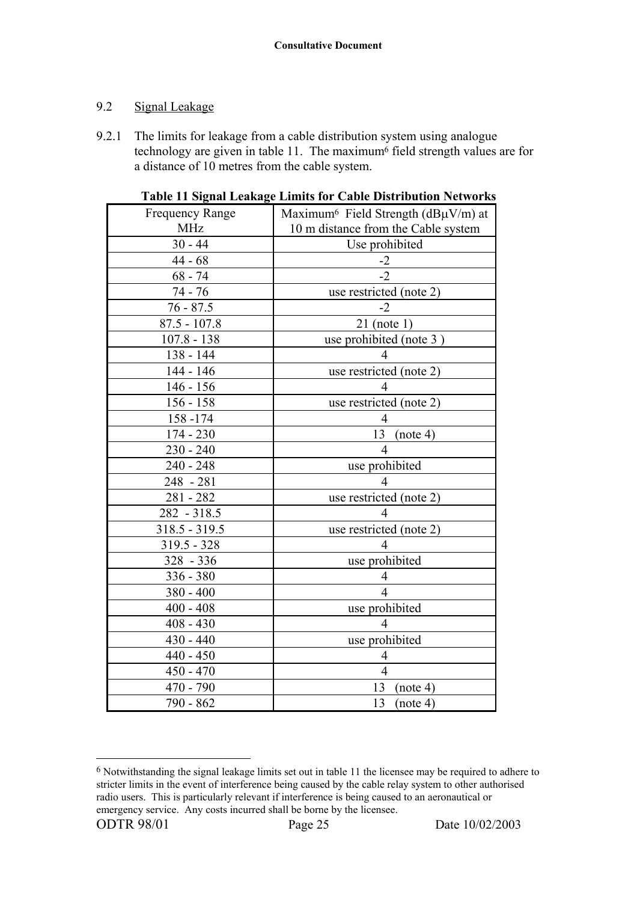## 9.2 Signal Leakage

9.2.1 The limits for leakage from a cable distribution system using analogue technology are given in table 11. The maximum[6] field strength values are for a distance of 10 metres from the cable system.

**Table 11 Signal Leakage Limits for Cable Distribution Networks**

| Frequency Range MHz | Maximum[6] Field Strength (dBμV/m) at 10 m distance from the Cable system |
|---|---|
| 30 - 44 | Use prohibited |
| 44 - 68 | -2 |
| 68 - 74 | -2 |
| 74 - 76 | use restricted (note 2) |
| 76 - 87.5 | -2 |
| 87.5 - 107.8 | 21 (note 1) |
| 107.8 - 138 | use prohibited (note 3 ) |
| 138 - 144 | 4 |
| 144 - 146 | use restricted (note 2) |
| 146 - 156 | 4 |
| 156 - 158 | use restricted (note 2) |
| 158 -174 | 4 |
| 174 - 230 | 13 (note 4) |
| 230 - 240 | 4 |
| 240 - 248 | use prohibited |
| 248 - 281 | 4 |
| 281 - 282 | use restricted (note 2) |
| 282 - 318.5 | 4 |
| 318.5 - 319.5 | use restricted (note 2) |
| 319.5 - 328 | 4 |
| 328 - 336 | use prohibited |
| 336 - 380 | 4 |
| 380 - 400 | 4 |
| 400 - 408 | use prohibited |
| 408 - 430 | 4 |
| 430 - 440 | use prohibited |
| 440 - 450 | 4 |
| 450 - 470 | 4 |
| 470 - 790 | 13 (note 4) |
| 790 - 862 | 13 (note 4) |

[6] Notwithstanding the signal leakage limits set out in table 11 the licensee may be required to adhere to stricter limits in the event of interference being caused by the cable relay system to other authorised radio users. This is particularly relevant if interference is being caused to an aeronautical or emergency service. Any costs incurred shall be borne by the licensee.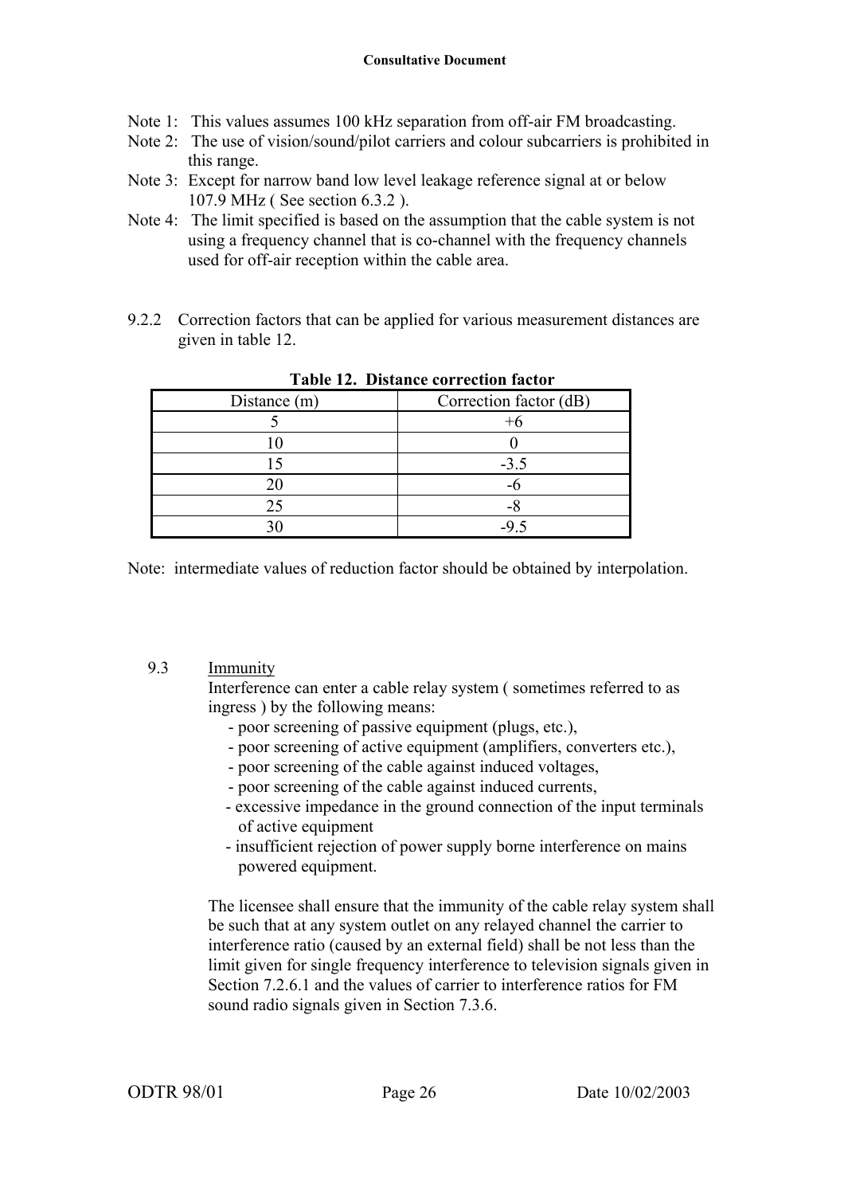Note 1: This values assumes 100 kHz separation from off-air FM broadcasting.
Note 2: The use of vision/sound/pilot carriers and colour subcarriers is prohibited in this range.
Note 3: Except for narrow band low level leakage reference signal at or below 107.9 MHz ( See section 6.3.2 ).
Note 4: The limit specified is based on the assumption that the cable system is not using a frequency channel that is co-channel with the frequency channels used for off-air reception within the cable area.

9.2.2 Correction factors that can be applied for various measurement distances are given in table 12.

**Table 12. Distance correction factor**

| Distance (m) | Correction factor (dB) |
|---|---|
| 5 | +6 |
| 10 | 0 |
| 15 | -3.5 |
| 20 | -6 |
| 25 | -8 |
| 30 | -9.5 |

Note: intermediate values of reduction factor should be obtained by interpolation.

9.3 Immunity

Interference can enter a cable relay system ( sometimes referred to as ingress ) by the following means:

- poor screening of passive equipment (plugs, etc.),
- poor screening of active equipment (amplifiers, converters etc.),
- poor screening of the cable against induced voltages,
- poor screening of the cable against induced currents,
- excessive impedance in the ground connection of the input terminals of active equipment
- insufficient rejection of power supply borne interference on mains powered equipment.

The licensee shall ensure that the immunity of the cable relay system shall be such that at any system outlet on any relayed channel the carrier to interference ratio (caused by an external field) shall be not less than the limit given for single frequency interference to television signals given in Section 7.2.6.1 and the values of carrier to interference ratios for FM sound radio signals given in Section 7.3.6.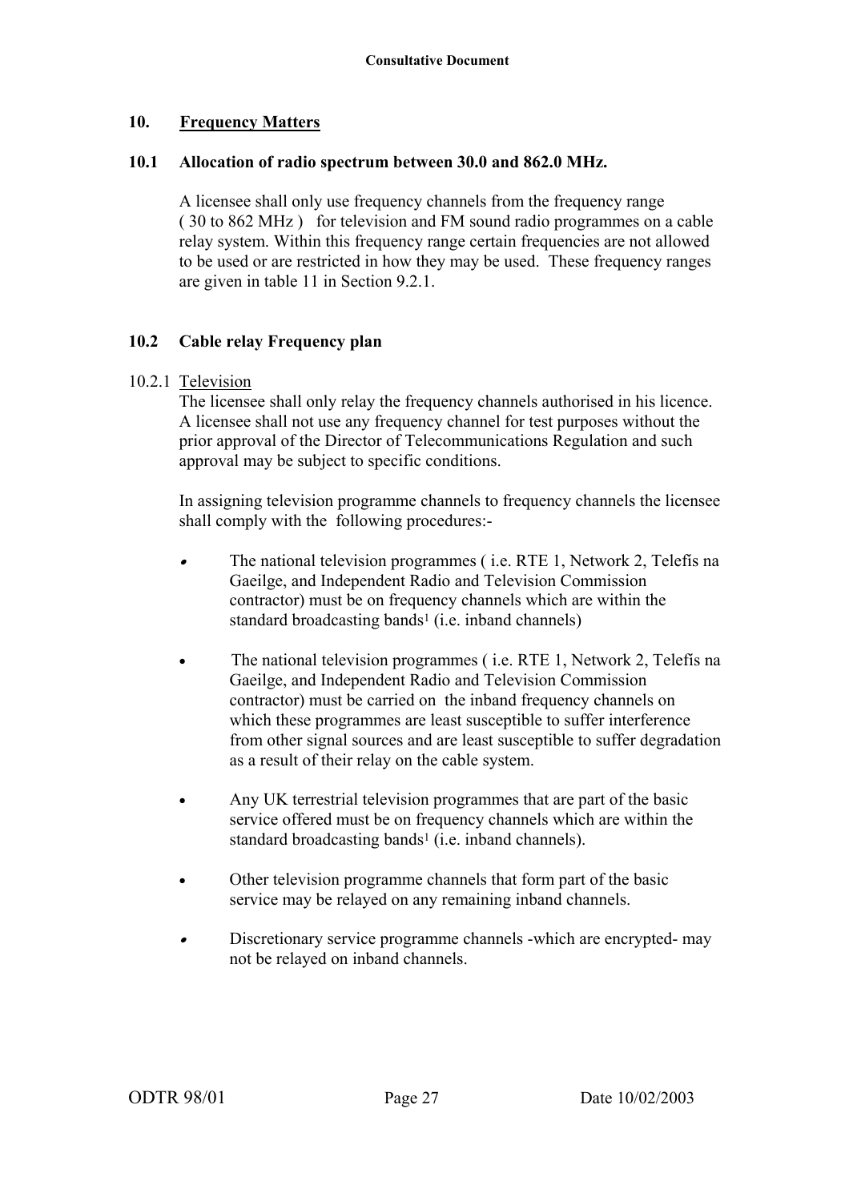## 10. Frequency Matters

### 10.1 Allocation of radio spectrum between 30.0 and 862.0 MHz.

A licensee shall only use frequency channels from the frequency range ( 30 to 862 MHz ) for television and FM sound radio programmes on a cable relay system. Within this frequency range certain frequencies are not allowed to be used or are restricted in how they may be used. These frequency ranges are given in table 11 in Section 9.2.1.

### 10.2 Cable relay Frequency plan

10.2.1 Television

The licensee shall only relay the frequency channels authorised in his licence. A licensee shall not use any frequency channel for test purposes without the prior approval of the Director of Telecommunications Regulation and such approval may be subject to specific conditions.

In assigning television programme channels to frequency channels the licensee shall comply with the following procedures:-

- The national television programmes ( i.e. RTE 1, Network 2, Telefís na Gaeilge, and Independent Radio and Television Commission contractor) must be on frequency channels which are within the standard broadcasting bands[1] (i.e. inband channels)
- The national television programmes ( i.e. RTE 1, Network 2, Telefís na Gaeilge, and Independent Radio and Television Commission contractor) must be carried on the inband frequency channels on which these programmes are least susceptible to suffer interference from other signal sources and are least susceptible to suffer degradation as a result of their relay on the cable system.
- Any UK terrestrial television programmes that are part of the basic service offered must be on frequency channels which are within the standard broadcasting bands[1] (i.e. inband channels).
- Other television programme channels that form part of the basic service may be relayed on any remaining inband channels.
- Discretionary service programme channels -which are encrypted- may not be relayed on inband channels.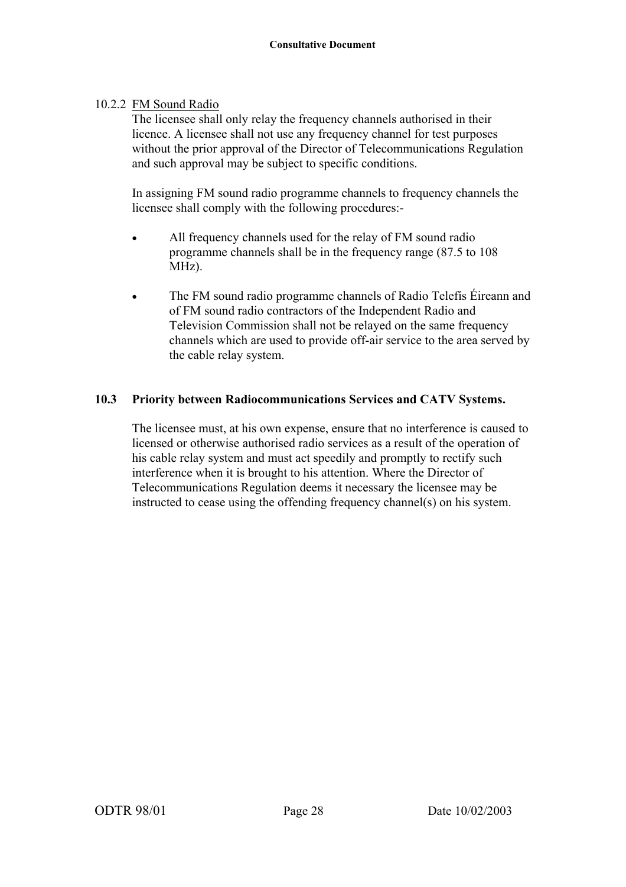10.2.2 FM Sound Radio

The licensee shall only relay the frequency channels authorised in their licence. A licensee shall not use any frequency channel for test purposes without the prior approval of the Director of Telecommunications Regulation and such approval may be subject to specific conditions.

In assigning FM sound radio programme channels to frequency channels the licensee shall comply with the following procedures:-

- All frequency channels used for the relay of FM sound radio programme channels shall be in the frequency range (87.5 to 108 MHz).
- The FM sound radio programme channels of Radio Telefís Éireann and of FM sound radio contractors of the Independent Radio and Television Commission shall not be relayed on the same frequency channels which are used to provide off-air service to the area served by the cable relay system.

## 10.3 Priority between Radiocommunications Services and CATV Systems.

The licensee must, at his own expense, ensure that no interference is caused to licensed or otherwise authorised radio services as a result of the operation of his cable relay system and must act speedily and promptly to rectify such interference when it is brought to his attention. Where the Director of Telecommunications Regulation deems it necessary the licensee may be instructed to cease using the offending frequency channel(s) on his system.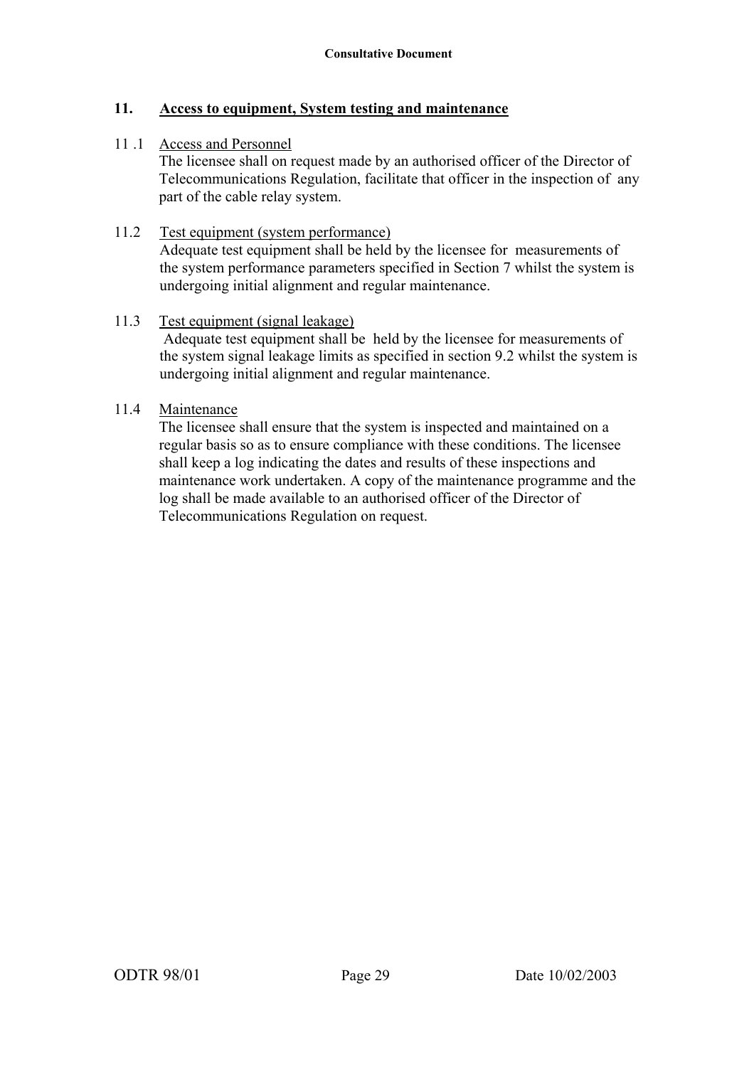## 11. Access to equipment, System testing and maintenance

11 .1 Access and Personnel

The licensee shall on request made by an authorised officer of the Director of Telecommunications Regulation, facilitate that officer in the inspection of any part of the cable relay system.

11.2 Test equipment (system performance)

Adequate test equipment shall be held by the licensee for measurements of the system performance parameters specified in Section 7 whilst the system is undergoing initial alignment and regular maintenance.

11.3 Test equipment (signal leakage)

Adequate test equipment shall be held by the licensee for measurements of the system signal leakage limits as specified in section 9.2 whilst the system is undergoing initial alignment and regular maintenance.

11.4 Maintenance

The licensee shall ensure that the system is inspected and maintained on a regular basis so as to ensure compliance with these conditions. The licensee shall keep a log indicating the dates and results of these inspections and maintenance work undertaken. A copy of the maintenance programme and the log shall be made available to an authorised officer of the Director of Telecommunications Regulation on request.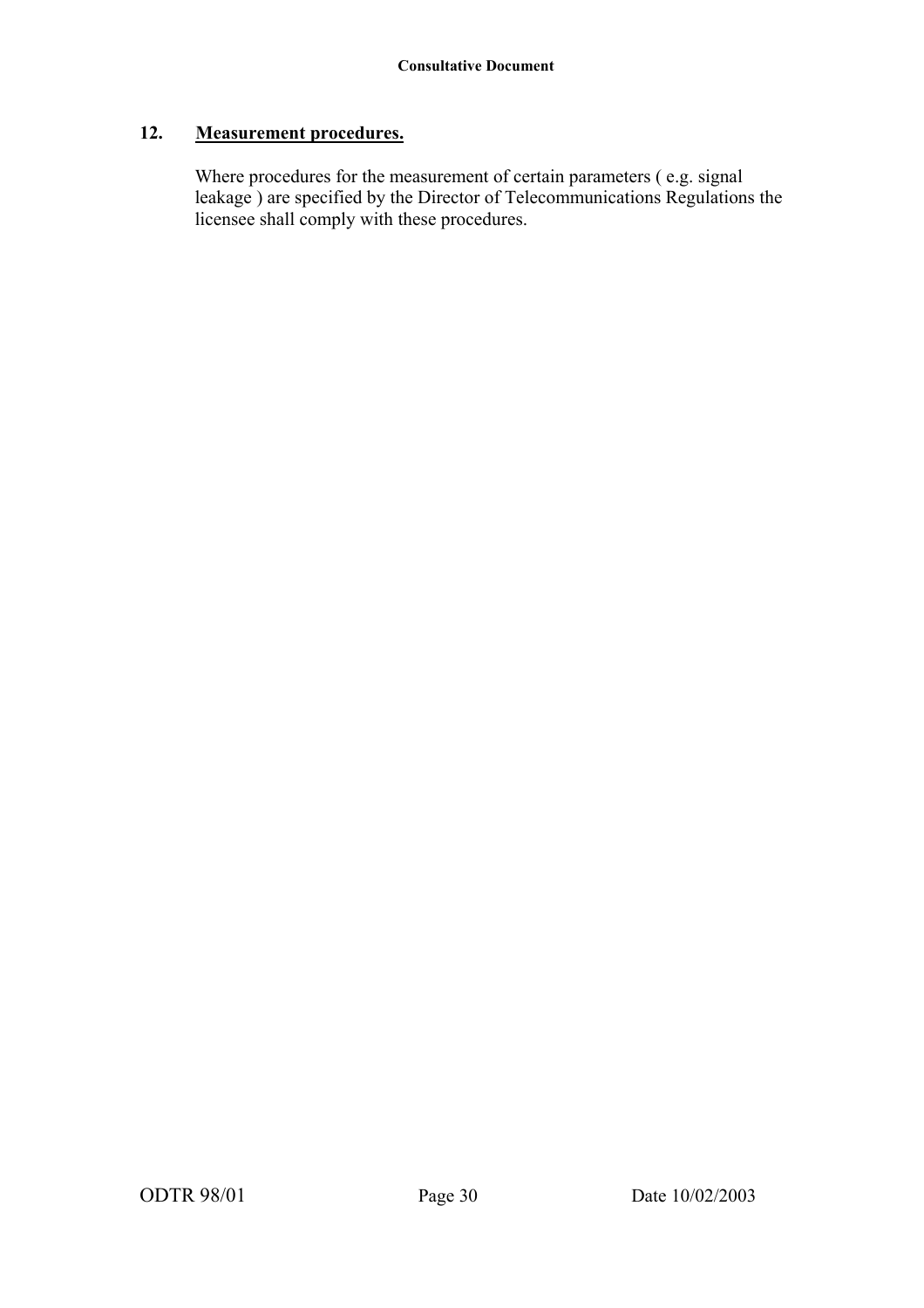## 12. Measurement procedures.

Where procedures for the measurement of certain parameters ( e.g. signal leakage ) are specified by the Director of Telecommunications Regulations the licensee shall comply with these procedures.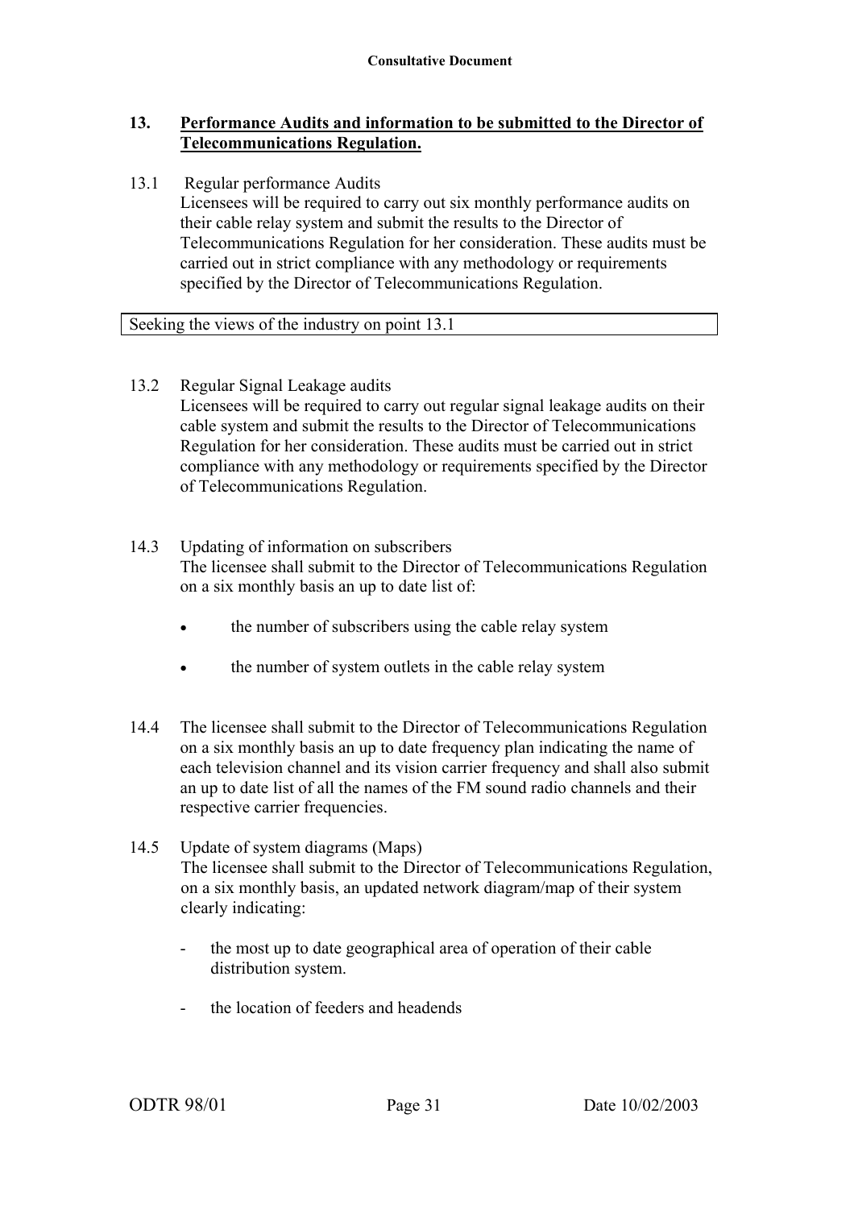## 13. Performance Audits and information to be submitted to the Director of Telecommunications Regulation.

13.1 Regular performance Audits

Licensees will be required to carry out six monthly performance audits on their cable relay system and submit the results to the Director of Telecommunications Regulation for her consideration. These audits must be carried out in strict compliance with any methodology or requirements specified by the Director of Telecommunications Regulation.

| Seeking the views of the industry on point 13.1 |
| --- |

13.2 Regular Signal Leakage audits

Licensees will be required to carry out regular signal leakage audits on their cable system and submit the results to the Director of Telecommunications Regulation for her consideration. These audits must be carried out in strict compliance with any methodology or requirements specified by the Director of Telecommunications Regulation.

14.3 Updating of information on subscribers

The licensee shall submit to the Director of Telecommunications Regulation on a six monthly basis an up to date list of:

- the number of subscribers using the cable relay system
- the number of system outlets in the cable relay system

14.4 The licensee shall submit to the Director of Telecommunications Regulation on a six monthly basis an up to date frequency plan indicating the name of each television channel and its vision carrier frequency and shall also submit an up to date list of all the names of the FM sound radio channels and their respective carrier frequencies.

14.5 Update of system diagrams (Maps)

The licensee shall submit to the Director of Telecommunications Regulation, on a six monthly basis, an updated network diagram/map of their system clearly indicating:

- the most up to date geographical area of operation of their cable distribution system.
- the location of feeders and headends